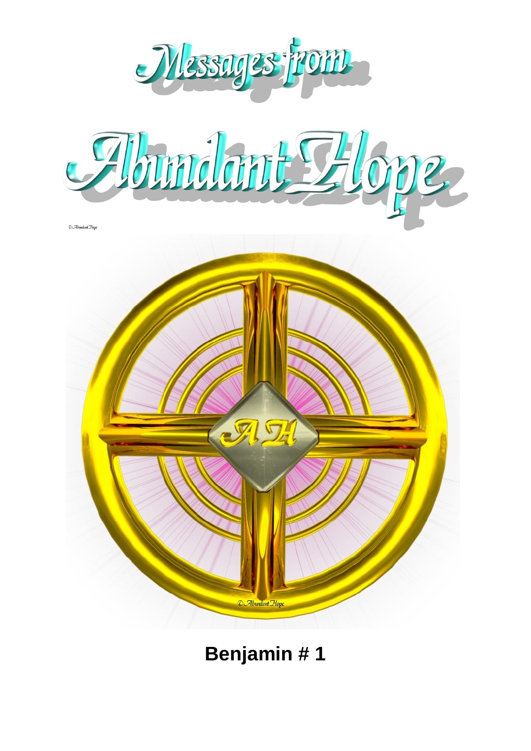# Messages from Abundant Hope

© Abundant Hope

**Benjamin # 1**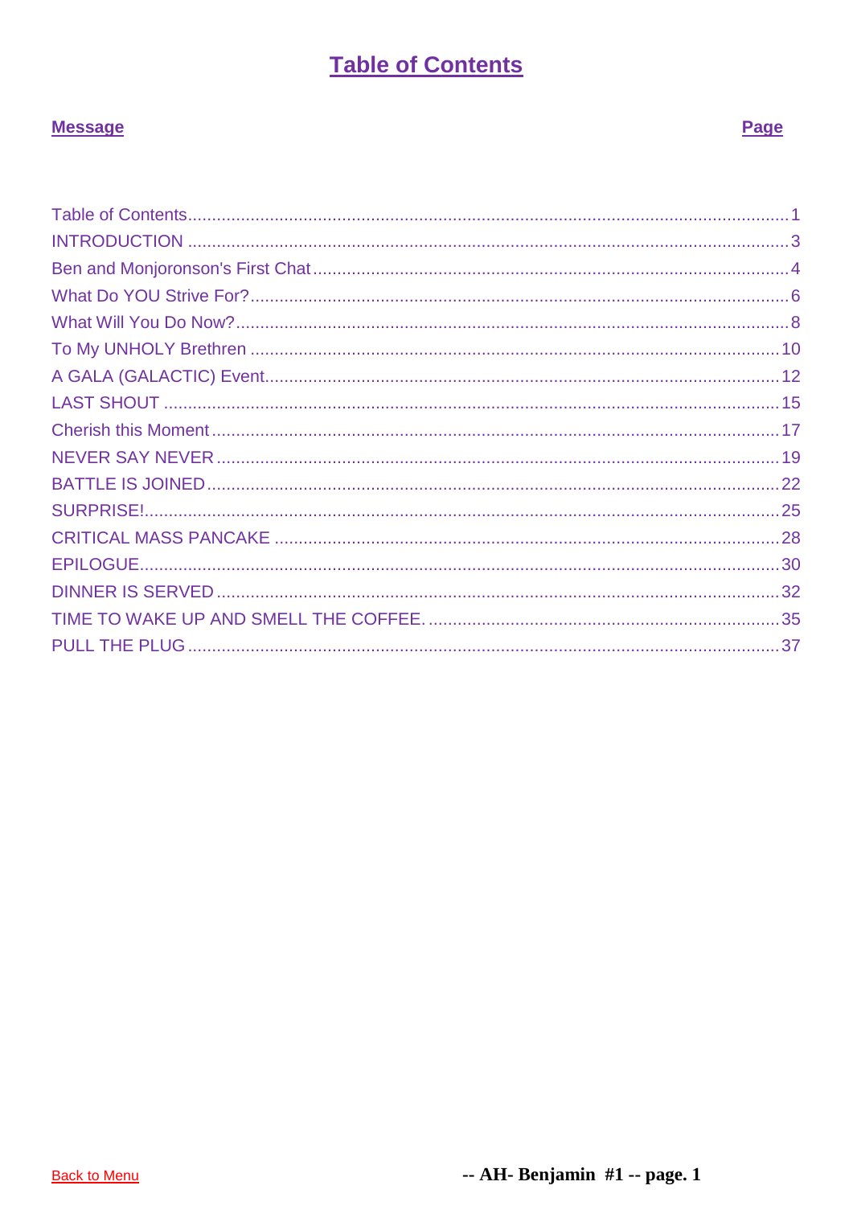# Table of Contents

| Message | Page |
|---|---|
| Table of Contents | 1 |
| INTRODUCTION | 3 |
| Ben and Monjoronson's First Chat | 4 |
| What Do YOU Strive For? | 6 |
| What Will You Do Now? | 8 |
| To My UNHOLY Brethren | 10 |
| A GALA (GALACTIC) Event | 12 |
| LAST SHOUT | 15 |
| Cherish this Moment | 17 |
| NEVER SAY NEVER | 19 |
| BATTLE IS JOINED | 22 |
| SURPRISE! | 25 |
| CRITICAL MASS PANCAKE | 28 |
| EPILOGUE | 30 |
| DINNER IS SERVED | 32 |
| TIME TO WAKE UP AND SMELL THE COFFEE. | 35 |
| PULL THE PLUG | 37 |

Back to Menu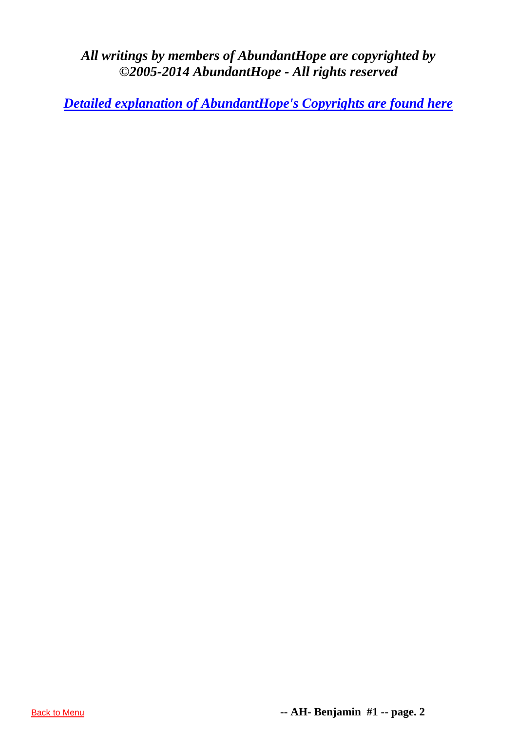***All writings by members of AbundantHope are copyrighted by ©2005-2014 AbundantHope - All rights reserved***

[***Detailed explanation of AbundantHope's Copyrights are found here***]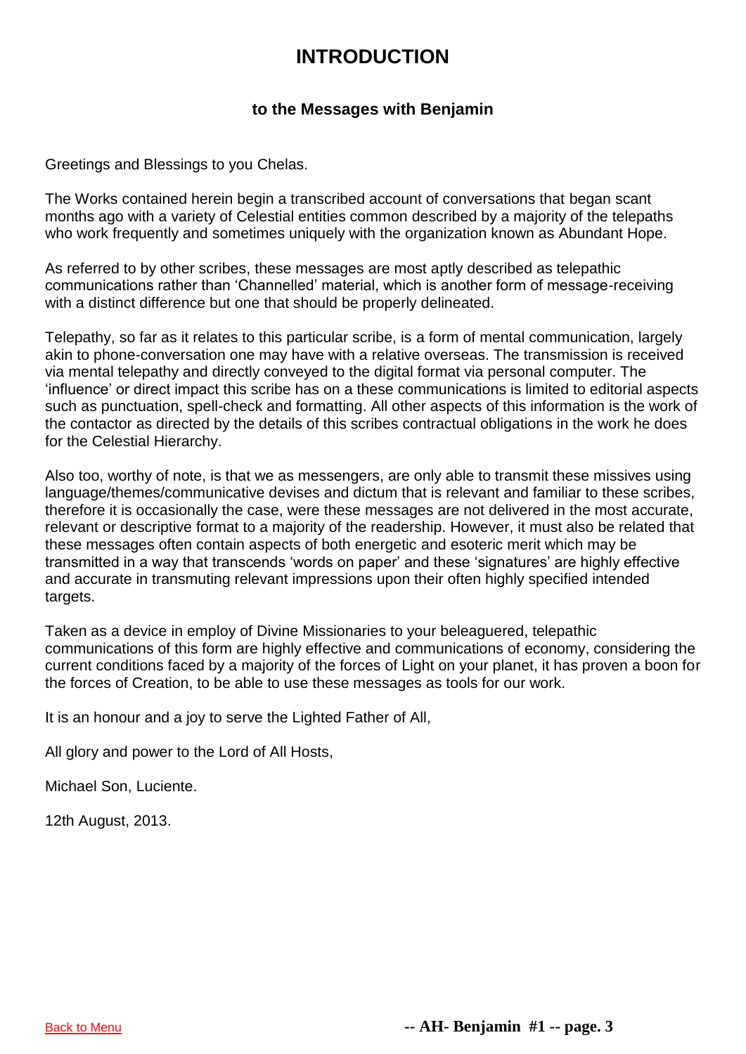# INTRODUCTION

### to the Messages with Benjamin

Greetings and Blessings to you Chelas.

The Works contained herein begin a transcribed account of conversations that began scant months ago with a variety of Celestial entities common described by a majority of the telepaths who work frequently and sometimes uniquely with the organization known as Abundant Hope.

As referred to by other scribes, these messages are most aptly described as telepathic communications rather than 'Channelled' material, which is another form of message-receiving with a distinct difference but one that should be properly delineated.

Telepathy, so far as it relates to this particular scribe, is a form of mental communication, largely akin to phone-conversation one may have with a relative overseas. The transmission is received via mental telepathy and directly conveyed to the digital format via personal computer. The 'influence' or direct impact this scribe has on a these communications is limited to editorial aspects such as punctuation, spell-check and formatting. All other aspects of this information is the work of the contactor as directed by the details of this scribes contractual obligations in the work he does for the Celestial Hierarchy.

Also too, worthy of note, is that we as messengers, are only able to transmit these missives using language/themes/communicative devises and dictum that is relevant and familiar to these scribes, therefore it is occasionally the case, were these messages are not delivered in the most accurate, relevant or descriptive format to a majority of the readership. However, it must also be related that these messages often contain aspects of both energetic and esoteric merit which may be transmitted in a way that transcends 'words on paper' and these 'signatures' are highly effective and accurate in transmuting relevant impressions upon their often highly specified intended targets.

Taken as a device in employ of Divine Missionaries to your beleaguered, telepathic communications of this form are highly effective and communications of economy, considering the current conditions faced by a majority of the forces of Light on your planet, it has proven a boon for the forces of Creation, to be able to use these messages as tools for our work.

It is an honour and a joy to serve the Lighted Father of All,

All glory and power to the Lord of All Hosts,

Michael Son, Luciente.

12th August, 2013.

Back to Menu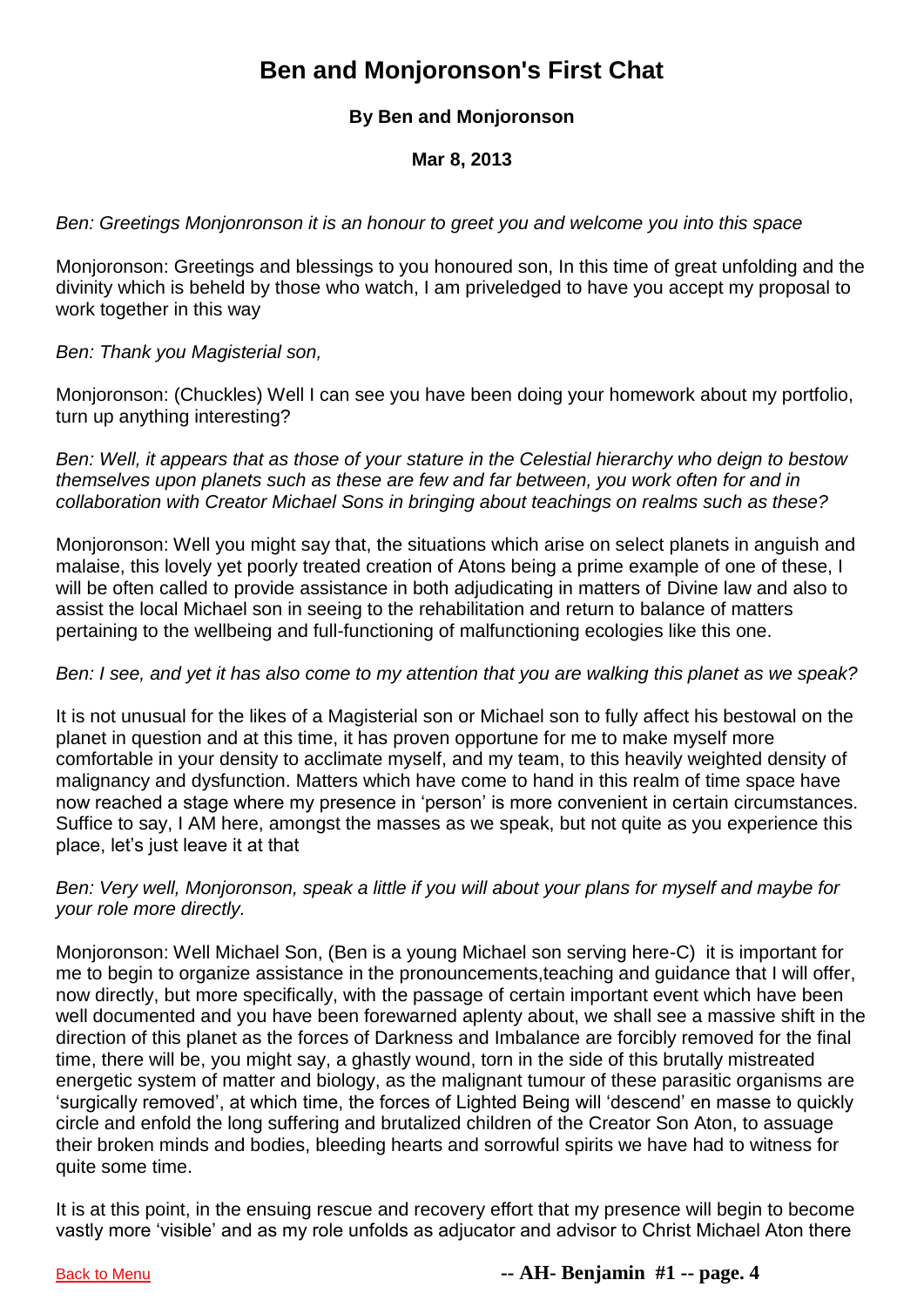# Ben and Monjoronson's First Chat

**By Ben and Monjoronson**

**Mar 8, 2013**

*Ben: Greetings Monjonronson it is an honour to greet you and welcome you into this space*

Monjoronson: Greetings and blessings to you honoured son, In this time of great unfolding and the divinity which is beheld by those who watch, I am priveledged to have you accept my proposal to work together in this way

*Ben: Thank you Magisterial son,*

Monjoronson: (Chuckles) Well I can see you have been doing your homework about my portfolio, turn up anything interesting?

*Ben: Well, it appears that as those of your stature in the Celestial hierarchy who deign to bestow themselves upon planets such as these are few and far between, you work often for and in collaboration with Creator Michael Sons in bringing about teachings on realms such as these?*

Monjoronson: Well you might say that, the situations which arise on select planets in anguish and malaise, this lovely yet poorly treated creation of Atons being a prime example of one of these, I will be often called to provide assistance in both adjudicating in matters of Divine law and also to assist the local Michael son in seeing to the rehabilitation and return to balance of matters pertaining to the wellbeing and full-functioning of malfunctioning ecologies like this one.

*Ben: I see, and yet it has also come to my attention that you are walking this planet as we speak?*

It is not unusual for the likes of a Magisterial son or Michael son to fully affect his bestowal on the planet in question and at this time, it has proven opportune for me to make myself more comfortable in your density to acclimate myself, and my team, to this heavily weighted density of malignancy and dysfunction. Matters which have come to hand in this realm of time space have now reached a stage where my presence in 'person' is more convenient in certain circumstances. Suffice to say, I AM here, amongst the masses as we speak, but not quite as you experience this place, let's just leave it at that

*Ben: Very well, Monjoronson, speak a little if you will about your plans for myself and maybe for your role more directly.*

Monjoronson: Well Michael Son, (Ben is a young Michael son serving here-C) it is important for me to begin to organize assistance in the pronouncements,teaching and guidance that I will offer, now directly, but more specifically, with the passage of certain important event which have been well documented and you have been forewarned aplenty about, we shall see a massive shift in the direction of this planet as the forces of Darkness and Imbalance are forcibly removed for the final time, there will be, you might say, a ghastly wound, torn in the side of this brutally mistreated energetic system of matter and biology, as the malignant tumour of these parasitic organisms are 'surgically removed', at which time, the forces of Lighted Being will 'descend' en masse to quickly circle and enfold the long suffering and brutalized children of the Creator Son Aton, to assuage their broken minds and bodies, bleeding hearts and sorrowful spirits we have had to witness for quite some time.

It is at this point, in the ensuing rescue and recovery effort that my presence will begin to become vastly more 'visible' and as my role unfolds as adjucator and advisor to Christ Michael Aton there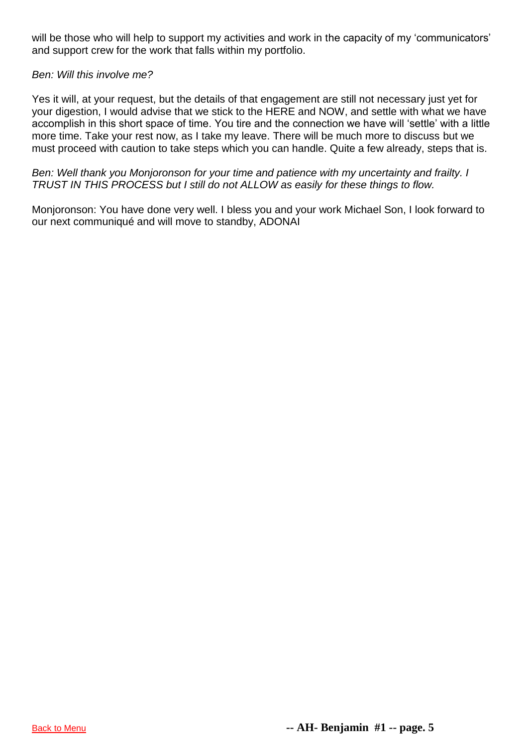will be those who will help to support my activities and work in the capacity of my 'communicators' and support crew for the work that falls within my portfolio.

*Ben: Will this involve me?*

Yes it will, at your request, but the details of that engagement are still not necessary just yet for your digestion, I would advise that we stick to the HERE and NOW, and settle with what we have accomplish in this short space of time. You tire and the connection we have will 'settle' with a little more time. Take your rest now, as I take my leave. There will be much more to discuss but we must proceed with caution to take steps which you can handle. Quite a few already, steps that is.

*Ben: Well thank you Monjoronson for your time and patience with my uncertainty and frailty. I TRUST IN THIS PROCESS but I still do not ALLOW as easily for these things to flow.*

Monjoronson: You have done very well. I bless you and your work Michael Son, I look forward to our next communiqué and will move to standby, ADONAI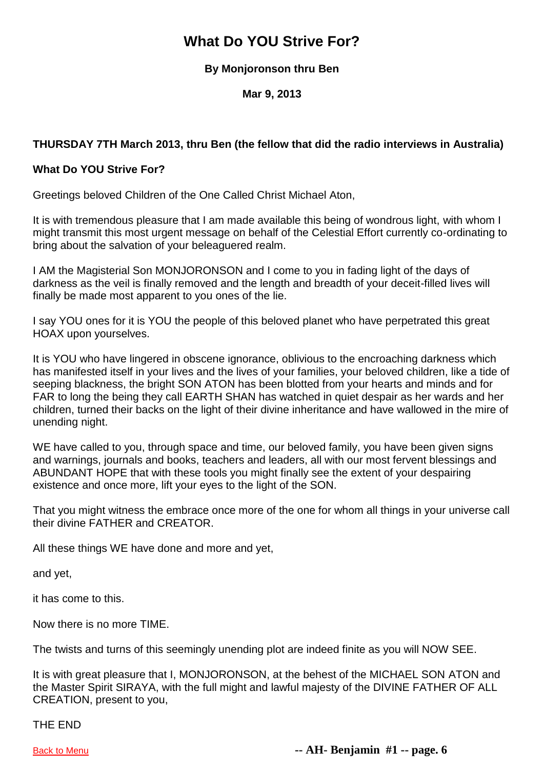# What Do YOU Strive For?

**By Monjoronson thru Ben**

**Mar 9, 2013**

**THURSDAY 7TH March 2013, thru Ben (the fellow that did the radio interviews in Australia)**

**What Do YOU Strive For?**

Greetings beloved Children of the One Called Christ Michael Aton,

It is with tremendous pleasure that I am made available this being of wondrous light, with whom I might transmit this most urgent message on behalf of the Celestial Effort currently co-ordinating to bring about the salvation of your beleaguered realm.

I AM the Magisterial Son MONJORONSON and I come to you in fading light of the days of darkness as the veil is finally removed and the length and breadth of your deceit-filled lives will finally be made most apparent to you ones of the lie.

I say YOU ones for it is YOU the people of this beloved planet who have perpetrated this great HOAX upon yourselves.

It is YOU who have lingered in obscene ignorance, oblivious to the encroaching darkness which has manifested itself in your lives and the lives of your families, your beloved children, like a tide of seeping blackness, the bright SON ATON has been blotted from your hearts and minds and for FAR to long the being they call EARTH SHAN has watched in quiet despair as her wards and her children, turned their backs on the light of their divine inheritance and have wallowed in the mire of unending night.

WE have called to you, through space and time, our beloved family, you have been given signs and warnings, journals and books, teachers and leaders, all with our most fervent blessings and ABUNDANT HOPE that with these tools you might finally see the extent of your despairing existence and once more, lift your eyes to the light of the SON.

That you might witness the embrace once more of the one for whom all things in your universe call their divine FATHER and CREATOR.

All these things WE have done and more and yet,

and yet,

it has come to this.

Now there is no more TIME.

The twists and turns of this seemingly unending plot are indeed finite as you will NOW SEE.

It is with great pleasure that I, MONJORONSON, at the behest of the MICHAEL SON ATON and the Master Spirit SIRAYA, with the full might and lawful majesty of the DIVINE FATHER OF ALL CREATION, present to you,

THE END

Back to Menu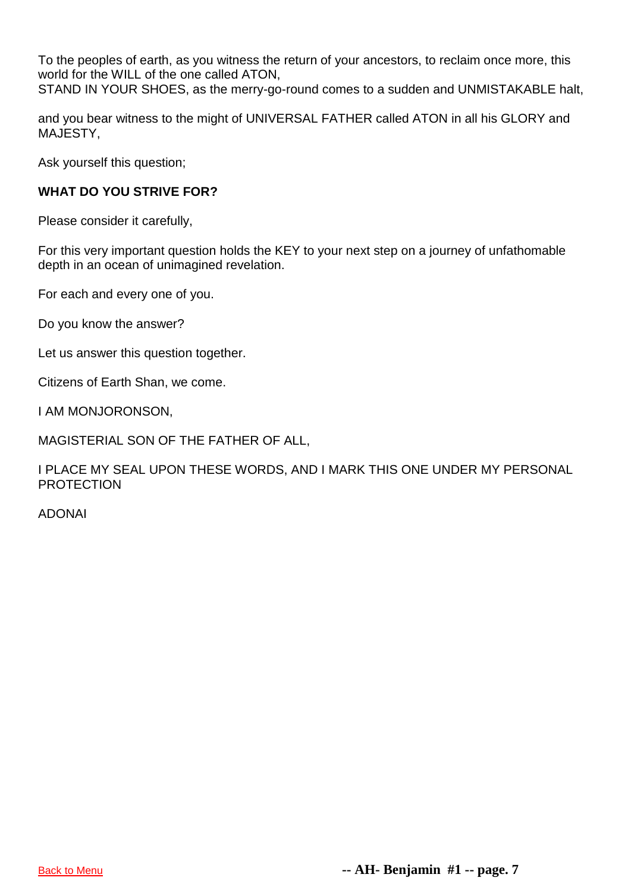To the peoples of earth, as you witness the return of your ancestors, to reclaim once more, this world for the WILL of the one called ATON,
STAND IN YOUR SHOES, as the merry-go-round comes to a sudden and UNMISTAKABLE halt,

and you bear witness to the might of UNIVERSAL FATHER called ATON in all his GLORY and MAJESTY,

Ask yourself this question;

**WHAT DO YOU STRIVE FOR?**

Please consider it carefully,

For this very important question holds the KEY to your next step on a journey of unfathomable depth in an ocean of unimagined revelation.

For each and every one of you.

Do you know the answer?

Let us answer this question together.

Citizens of Earth Shan, we come.

I AM MONJORONSON,

MAGISTERIAL SON OF THE FATHER OF ALL,

I PLACE MY SEAL UPON THESE WORDS, AND I MARK THIS ONE UNDER MY PERSONAL PROTECTION

ADONAI

[Back to Menu]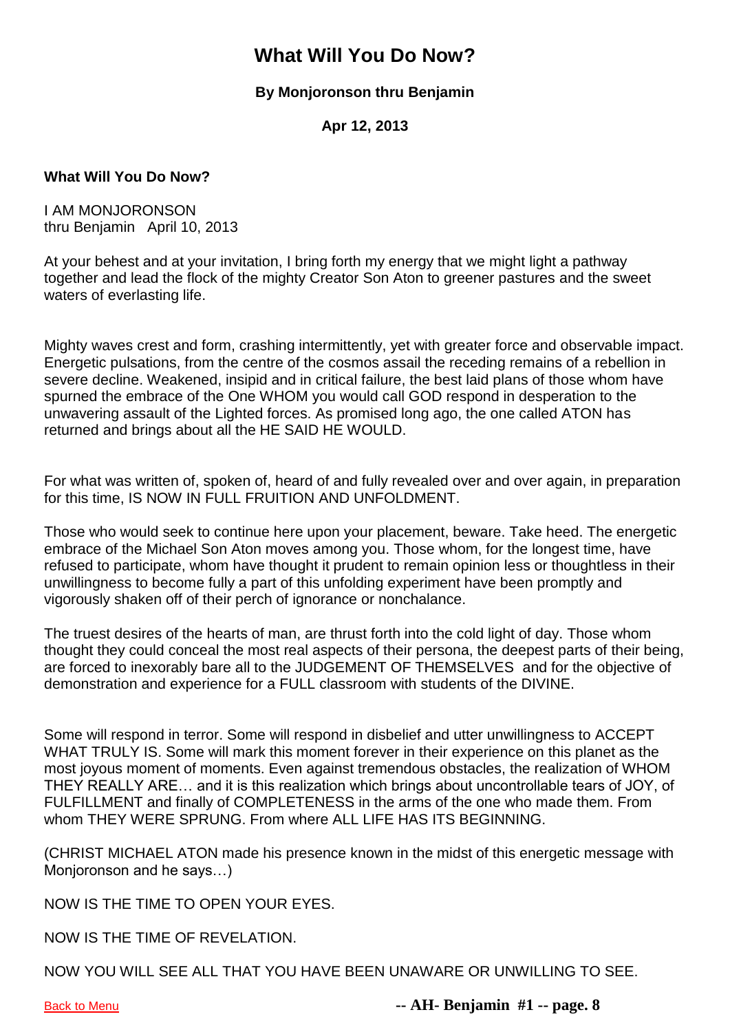# What Will You Do Now?

**By Monjoronson thru Benjamin**

**Apr 12, 2013**

**What Will You Do Now?**

I AM MONJORONSON
thru Benjamin April 10, 2013

At your behest and at your invitation, I bring forth my energy that we might light a pathway together and lead the flock of the mighty Creator Son Aton to greener pastures and the sweet waters of everlasting life.

Mighty waves crest and form, crashing intermittently, yet with greater force and observable impact. Energetic pulsations, from the centre of the cosmos assail the receding remains of a rebellion in severe decline. Weakened, insipid and in critical failure, the best laid plans of those whom have spurned the embrace of the One WHOM you would call GOD respond in desperation to the unwavering assault of the Lighted forces. As promised long ago, the one called ATON has returned and brings about all the HE SAID HE WOULD.

For what was written of, spoken of, heard of and fully revealed over and over again, in preparation for this time, IS NOW IN FULL FRUITION AND UNFOLDMENT.

Those who would seek to continue here upon your placement, beware. Take heed. The energetic embrace of the Michael Son Aton moves among you. Those whom, for the longest time, have refused to participate, whom have thought it prudent to remain opinion less or thoughtless in their unwillingness to become fully a part of this unfolding experiment have been promptly and vigorously shaken off of their perch of ignorance or nonchalance.

The truest desires of the hearts of man, are thrust forth into the cold light of day. Those whom thought they could conceal the most real aspects of their persona, the deepest parts of their being, are forced to inexorably bare all to the JUDGEMENT OF THEMSELVES and for the objective of demonstration and experience for a FULL classroom with students of the DIVINE.

Some will respond in terror. Some will respond in disbelief and utter unwillingness to ACCEPT WHAT TRULY IS. Some will mark this moment forever in their experience on this planet as the most joyous moment of moments. Even against tremendous obstacles, the realization of WHOM THEY REALLY ARE… and it is this realization which brings about uncontrollable tears of JOY, of FULFILLMENT and finally of COMPLETENESS in the arms of the one who made them. From whom THEY WERE SPRUNG. From where ALL LIFE HAS ITS BEGINNING.

(CHRIST MICHAEL ATON made his presence known in the midst of this energetic message with Monjoronson and he says…)

NOW IS THE TIME TO OPEN YOUR EYES.

NOW IS THE TIME OF REVELATION.

NOW YOU WILL SEE ALL THAT YOU HAVE BEEN UNAWARE OR UNWILLING TO SEE.

[Back to Menu]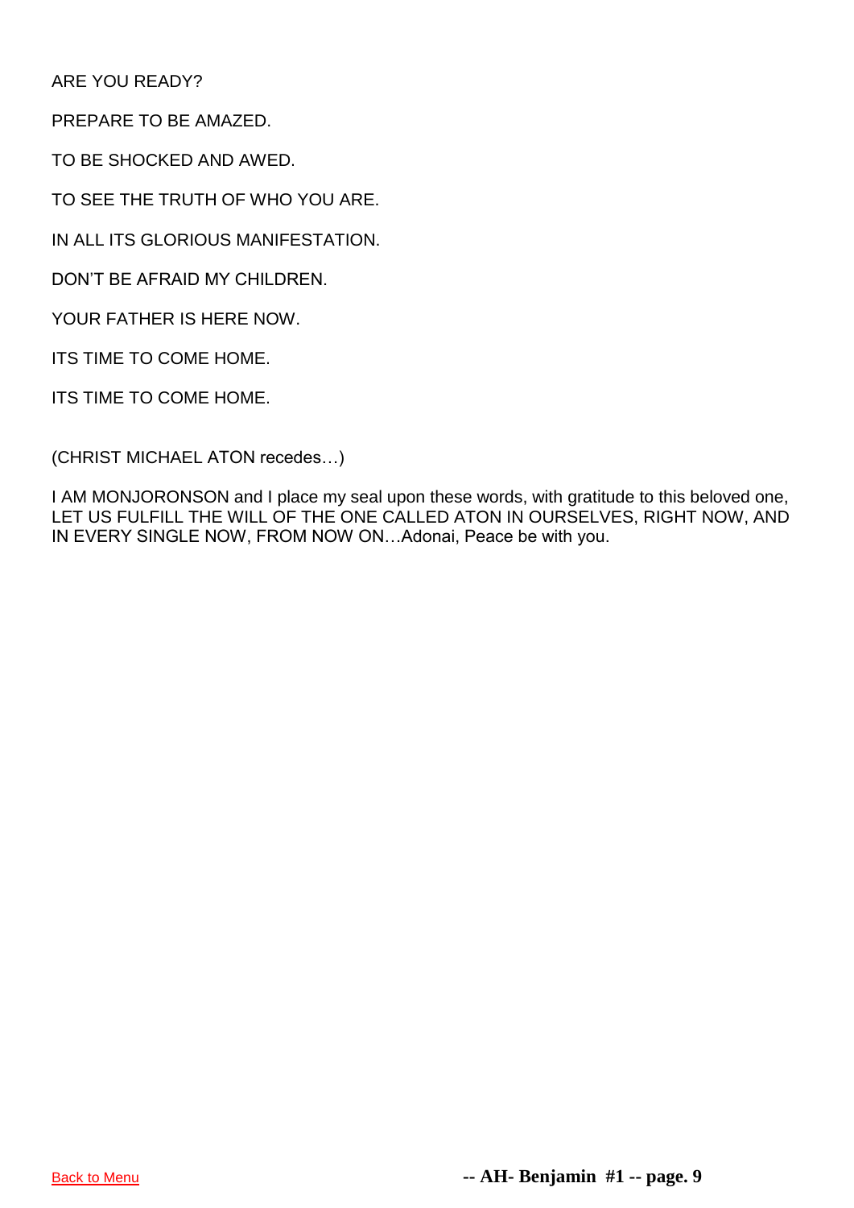ARE YOU READY?

PREPARE TO BE AMAZED.

TO BE SHOCKED AND AWED.

TO SEE THE TRUTH OF WHO YOU ARE.

IN ALL ITS GLORIOUS MANIFESTATION.

DON'T BE AFRAID MY CHILDREN.

YOUR FATHER IS HERE NOW.

ITS TIME TO COME HOME.

ITS TIME TO COME HOME.

(CHRIST MICHAEL ATON recedes…)

I AM MONJORONSON and I place my seal upon these words, with gratitude to this beloved one, LET US FULFILL THE WILL OF THE ONE CALLED ATON IN OURSELVES, RIGHT NOW, AND IN EVERY SINGLE NOW, FROM NOW ON…Adonai, Peace be with you.

Back to Menu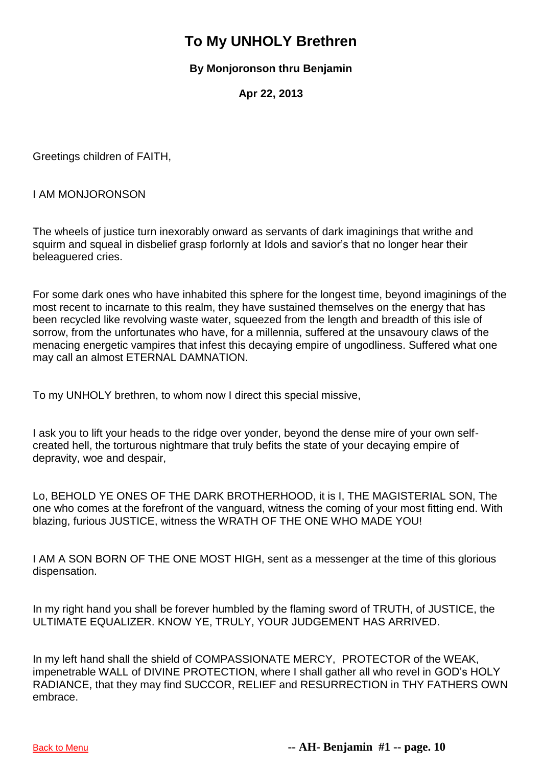# To My UNHOLY Brethren

**By Monjoronson thru Benjamin**

**Apr 22, 2013**

Greetings children of FAITH,

I AM MONJORONSON

The wheels of justice turn inexorably onward as servants of dark imaginings that writhe and squirm and squeal in disbelief grasp forlornly at Idols and savior's that no longer hear their beleaguered cries.

For some dark ones who have inhabited this sphere for the longest time, beyond imaginings of the most recent to incarnate to this realm, they have sustained themselves on the energy that has been recycled like revolving waste water, squeezed from the length and breadth of this isle of sorrow, from the unfortunates who have, for a millennia, suffered at the unsavoury claws of the menacing energetic vampires that infest this decaying empire of ungodliness. Suffered what one may call an almost ETERNAL DAMNATION.

To my UNHOLY brethren, to whom now I direct this special missive,

I ask you to lift your heads to the ridge over yonder, beyond the dense mire of your own self-created hell, the torturous nightmare that truly befits the state of your decaying empire of depravity, woe and despair,

Lo, BEHOLD YE ONES OF THE DARK BROTHERHOOD, it is I, THE MAGISTERIAL SON, The one who comes at the forefront of the vanguard, witness the coming of your most fitting end. With blazing, furious JUSTICE, witness the WRATH OF THE ONE WHO MADE YOU!

I AM A SON BORN OF THE ONE MOST HIGH, sent as a messenger at the time of this glorious dispensation.

In my right hand you shall be forever humbled by the flaming sword of TRUTH, of JUSTICE, the ULTIMATE EQUALIZER. KNOW YE, TRULY, YOUR JUDGEMENT HAS ARRIVED.

In my left hand shall the shield of COMPASSIONATE MERCY, PROTECTOR of the WEAK, impenetrable WALL of DIVINE PROTECTION, where I shall gather all who revel in GOD's HOLY RADIANCE, that they may find SUCCOR, RELIEF and RESURRECTION in THY FATHERS OWN embrace.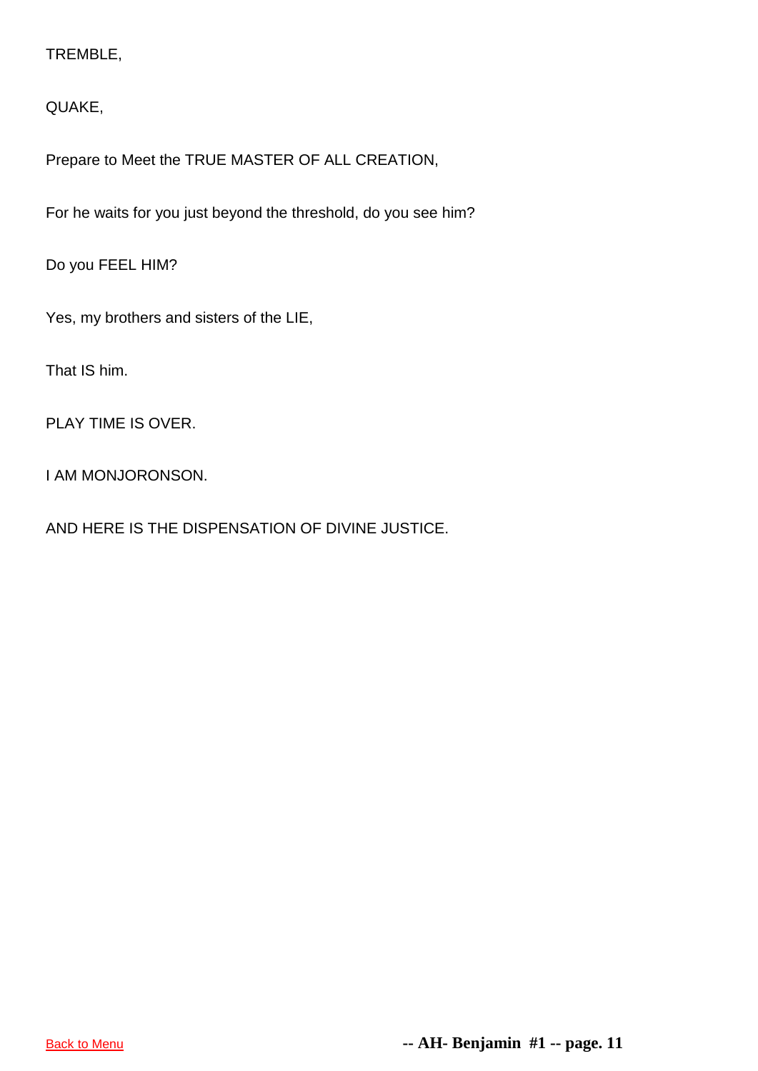TREMBLE,

QUAKE,

Prepare to Meet the TRUE MASTER OF ALL CREATION,

For he waits for you just beyond the threshold, do you see him?

Do you FEEL HIM?

Yes, my brothers and sisters of the LIE,

That IS him.

PLAY TIME IS OVER.

I AM MONJORONSON.

AND HERE IS THE DISPENSATION OF DIVINE JUSTICE.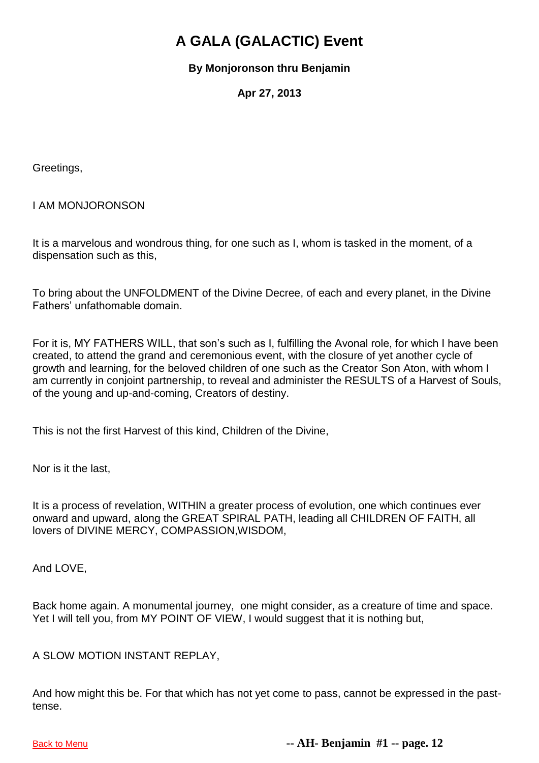# A GALA (GALACTIC) Event

**By Monjoronson thru Benjamin**

**Apr 27, 2013**

Greetings,

I AM MONJORONSON

It is a marvelous and wondrous thing, for one such as I, whom is tasked in the moment, of a dispensation such as this,

To bring about the UNFOLDMENT of the Divine Decree, of each and every planet, in the Divine Fathers' unfathomable domain.

For it is, MY FATHERS WILL, that son's such as I, fulfilling the Avonal role, for which I have been created, to attend the grand and ceremonious event, with the closure of yet another cycle of growth and learning, for the beloved children of one such as the Creator Son Aton, with whom I am currently in conjoint partnership, to reveal and administer the RESULTS of a Harvest of Souls, of the young and up-and-coming, Creators of destiny.

This is not the first Harvest of this kind, Children of the Divine,

Nor is it the last,

It is a process of revelation, WITHIN a greater process of evolution, one which continues ever onward and upward, along the GREAT SPIRAL PATH, leading all CHILDREN OF FAITH, all lovers of DIVINE MERCY, COMPASSION,WISDOM,

And LOVE,

Back home again. A monumental journey, one might consider, as a creature of time and space. Yet I will tell you, from MY POINT OF VIEW, I would suggest that it is nothing but,

A SLOW MOTION INSTANT REPLAY,

And how might this be. For that which has not yet come to pass, cannot be expressed in the past-tense.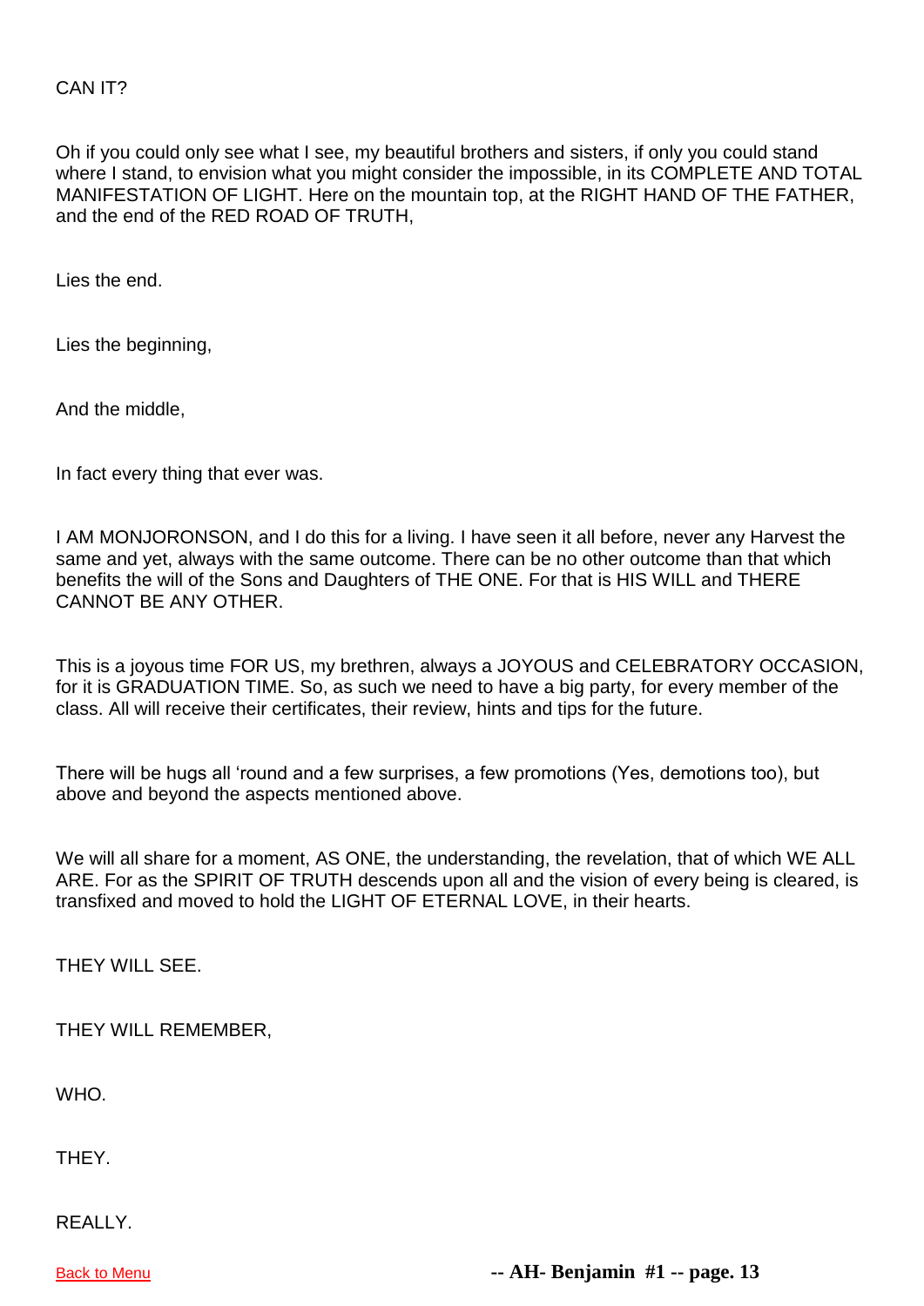CAN IT?

Oh if you could only see what I see, my beautiful brothers and sisters, if only you could stand where I stand, to envision what you might consider the impossible, in its COMPLETE AND TOTAL MANIFESTATION OF LIGHT. Here on the mountain top, at the RIGHT HAND OF THE FATHER, and the end of the RED ROAD OF TRUTH,

Lies the end.

Lies the beginning,

And the middle,

In fact every thing that ever was.

I AM MONJORONSON, and I do this for a living. I have seen it all before, never any Harvest the same and yet, always with the same outcome. There can be no other outcome than that which benefits the will of the Sons and Daughters of THE ONE. For that is HIS WILL and THERE CANNOT BE ANY OTHER.

This is a joyous time FOR US, my brethren, always a JOYOUS and CELEBRATORY OCCASION, for it is GRADUATION TIME. So, as such we need to have a big party, for every member of the class. All will receive their certificates, their review, hints and tips for the future.

There will be hugs all 'round and a few surprises, a few promotions (Yes, demotions too), but above and beyond the aspects mentioned above.

We will all share for a moment, AS ONE, the understanding, the revelation, that of which WE ALL ARE. For as the SPIRIT OF TRUTH descends upon all and the vision of every being is cleared, is transfixed and moved to hold the LIGHT OF ETERNAL LOVE, in their hearts.

THEY WILL SEE.

THEY WILL REMEMBER,

WHO.

THEY.

REALLY.

Back to Menu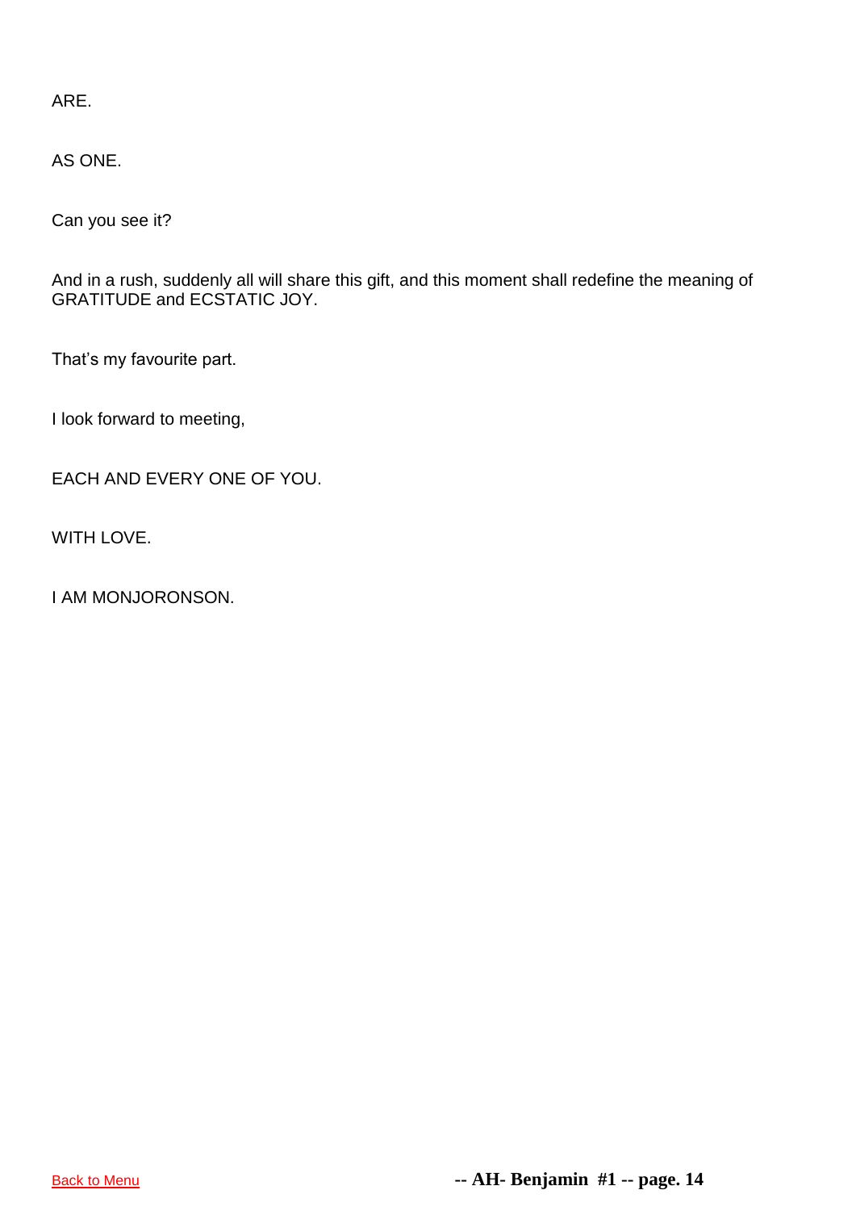ARE.

AS ONE.

Can you see it?

And in a rush, suddenly all will share this gift, and this moment shall redefine the meaning of GRATITUDE and ECSTATIC JOY.

That's my favourite part.

I look forward to meeting,

EACH AND EVERY ONE OF YOU.

WITH LOVE.

I AM MONJORONSON.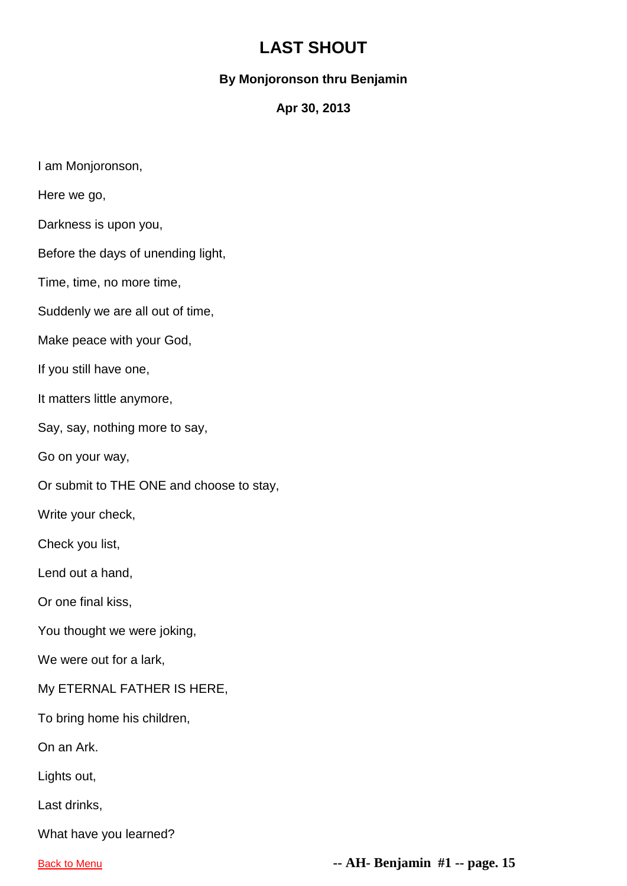# LAST SHOUT

**By Monjoronson thru Benjamin**

**Apr 30, 2013**

I am Monjoronson,

Here we go,

Darkness is upon you,

Before the days of unending light,

Time, time, no more time,

Suddenly we are all out of time,

Make peace with your God,

If you still have one,

It matters little anymore,

Say, say, nothing more to say,

Go on your way,

Or submit to THE ONE and choose to stay,

Write your check,

Check you list,

Lend out a hand,

Or one final kiss,

You thought we were joking,

We were out for a lark,

My ETERNAL FATHER IS HERE,

To bring home his children,

On an Ark.

Lights out,

Last drinks,

What have you learned?

[Back to Menu]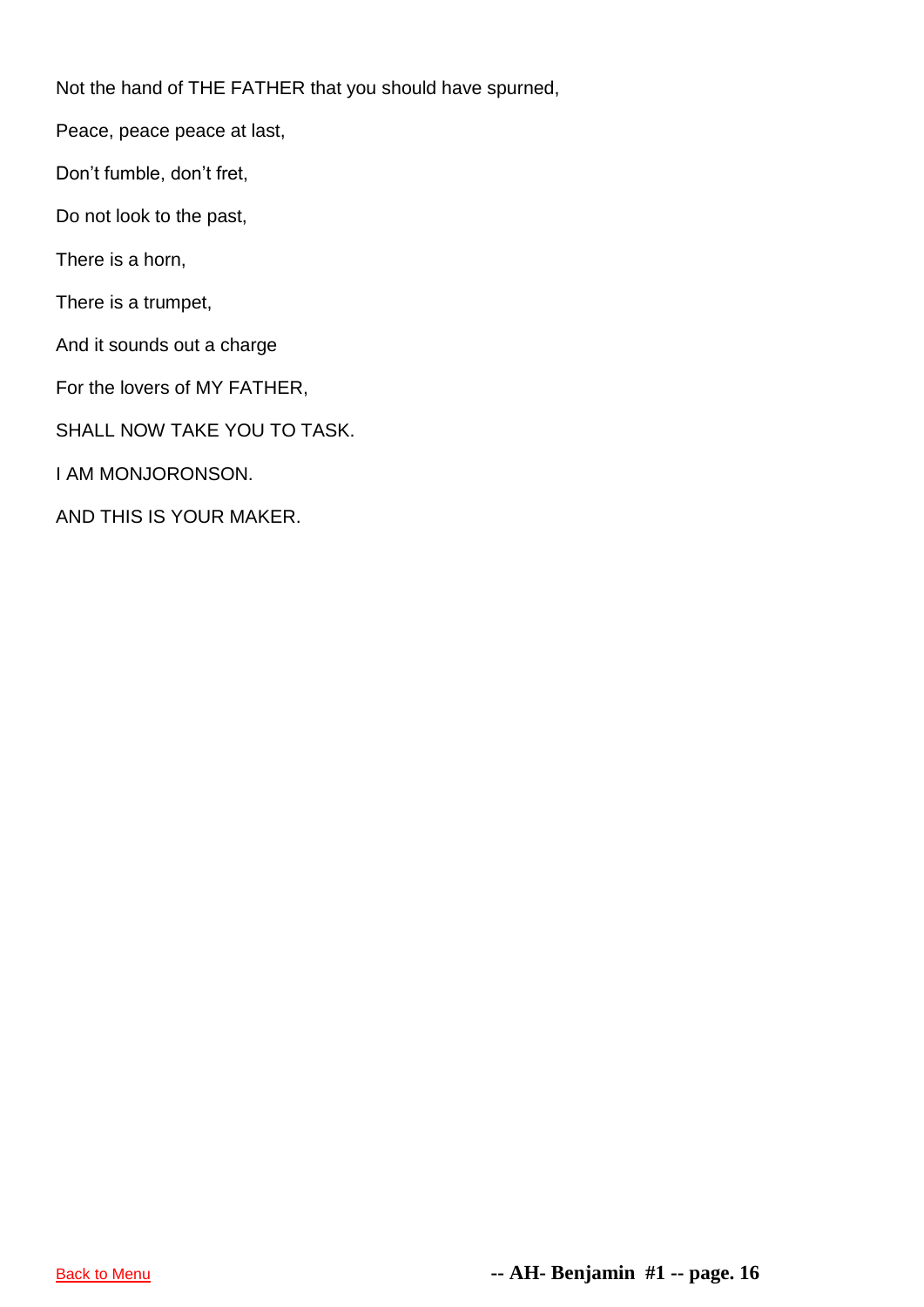Not the hand of THE FATHER that you should have spurned,

Peace, peace peace at last,

Don't fumble, don't fret,

Do not look to the past,

There is a horn,

There is a trumpet,

And it sounds out a charge

For the lovers of MY FATHER,

SHALL NOW TAKE YOU TO TASK.

I AM MONJORONSON.

AND THIS IS YOUR MAKER.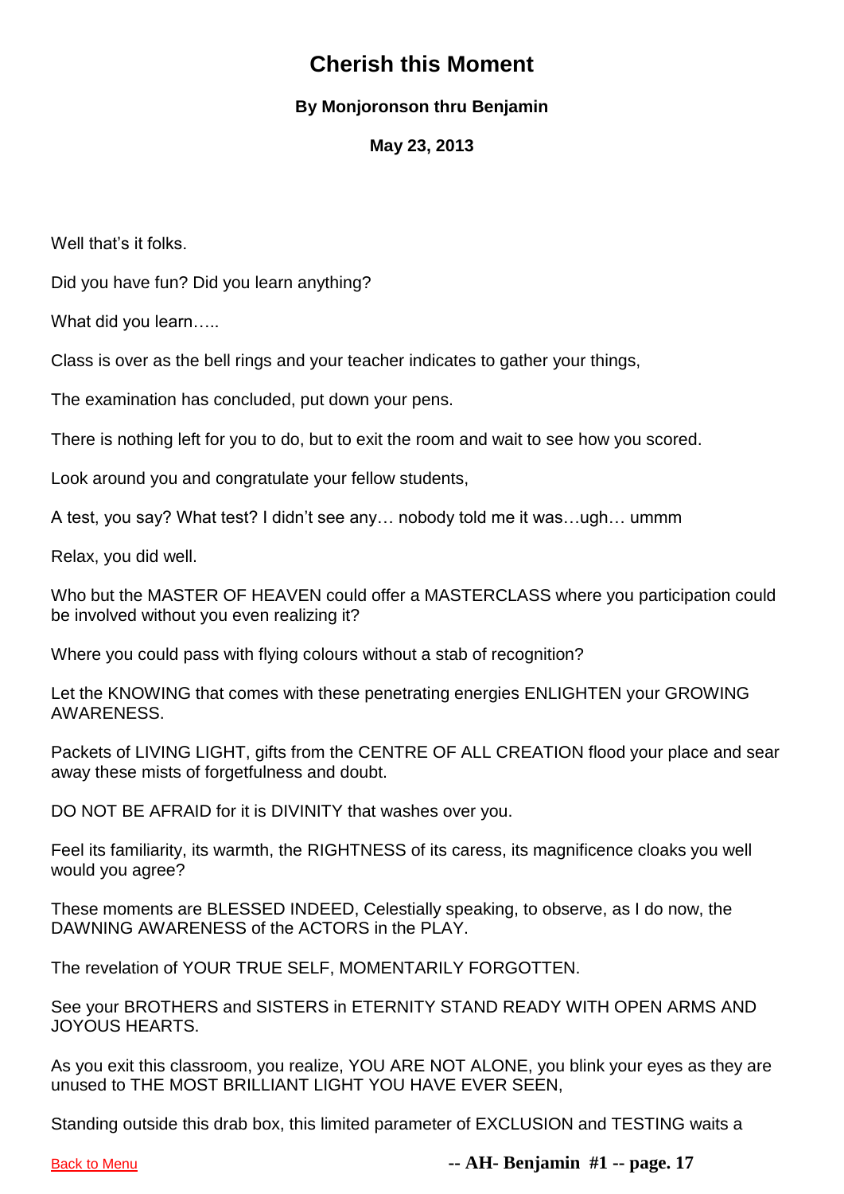# Cherish this Moment

**By Monjoronson thru Benjamin**

**May 23, 2013**

Well that's it folks.

Did you have fun? Did you learn anything?

What did you learn…..

Class is over as the bell rings and your teacher indicates to gather your things,

The examination has concluded, put down your pens.

There is nothing left for you to do, but to exit the room and wait to see how you scored.

Look around you and congratulate your fellow students,

A test, you say? What test? I didn't see any… nobody told me it was…ugh… ummm

Relax, you did well.

Who but the MASTER OF HEAVEN could offer a MASTERCLASS where you participation could be involved without you even realizing it?

Where you could pass with flying colours without a stab of recognition?

Let the KNOWING that comes with these penetrating energies ENLIGHTEN your GROWING AWARENESS.

Packets of LIVING LIGHT, gifts from the CENTRE OF ALL CREATION flood your place and sear away these mists of forgetfulness and doubt.

DO NOT BE AFRAID for it is DIVINITY that washes over you.

Feel its familiarity, its warmth, the RIGHTNESS of its caress, its magnificence cloaks you well would you agree?

These moments are BLESSED INDEED, Celestially speaking, to observe, as I do now, the DAWNING AWARENESS of the ACTORS in the PLAY.

The revelation of YOUR TRUE SELF, MOMENTARILY FORGOTTEN.

See your BROTHERS and SISTERS in ETERNITY STAND READY WITH OPEN ARMS AND JOYOUS HEARTS.

As you exit this classroom, you realize, YOU ARE NOT ALONE, you blink your eyes as they are unused to THE MOST BRILLIANT LIGHT YOU HAVE EVER SEEN,

Standing outside this drab box, this limited parameter of EXCLUSION and TESTING waits a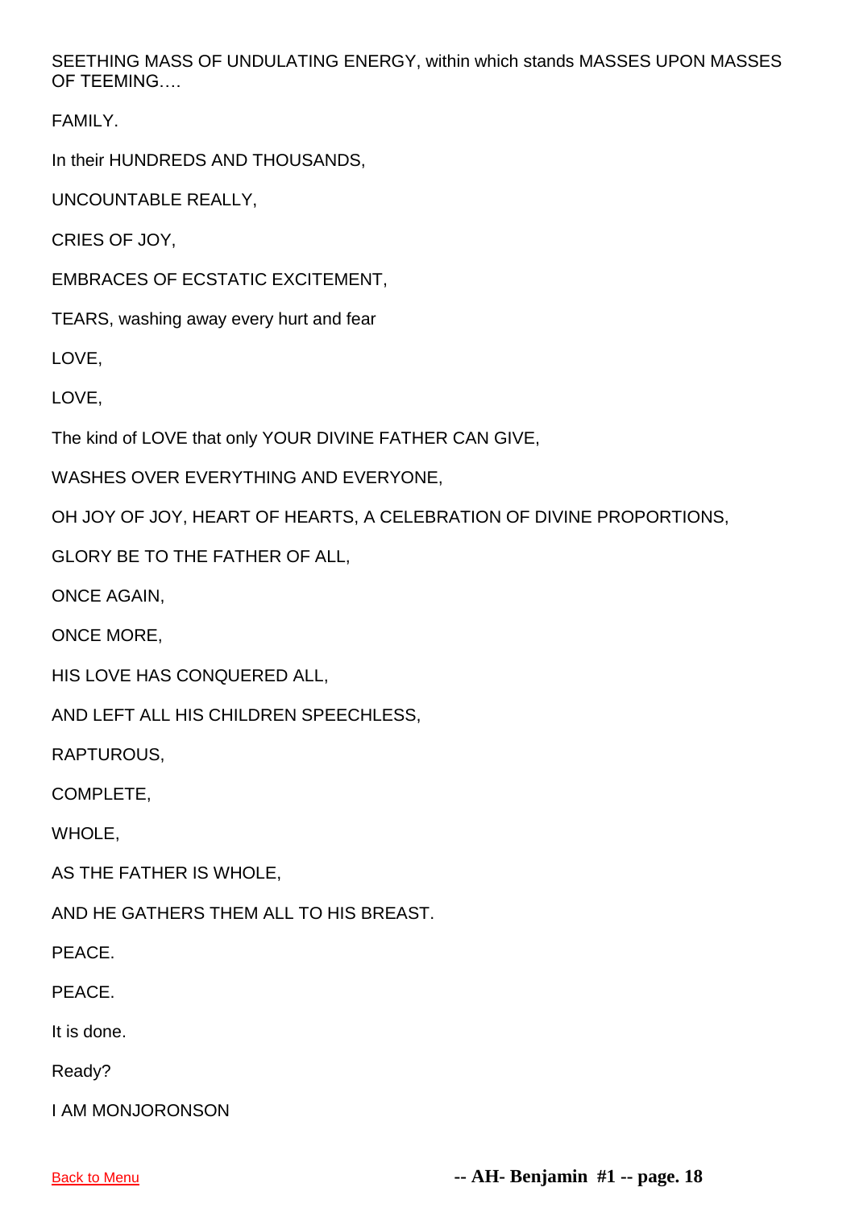SEETHING MASS OF UNDULATING ENERGY, within which stands MASSES UPON MASSES OF TEEMING….

FAMILY.

In their HUNDREDS AND THOUSANDS,

UNCOUNTABLE REALLY,

CRIES OF JOY,

EMBRACES OF ECSTATIC EXCITEMENT,

TEARS, washing away every hurt and fear

LOVE,

LOVE,

The kind of LOVE that only YOUR DIVINE FATHER CAN GIVE,

WASHES OVER EVERYTHING AND EVERYONE,

OH JOY OF JOY, HEART OF HEARTS, A CELEBRATION OF DIVINE PROPORTIONS,

GLORY BE TO THE FATHER OF ALL,

ONCE AGAIN,

ONCE MORE,

HIS LOVE HAS CONQUERED ALL,

AND LEFT ALL HIS CHILDREN SPEECHLESS,

RAPTUROUS,

COMPLETE,

WHOLE,

AS THE FATHER IS WHOLE,

AND HE GATHERS THEM ALL TO HIS BREAST.

PEACE.

PEACE.

It is done.

Ready?

I AM MONJORONSON

Back to Menu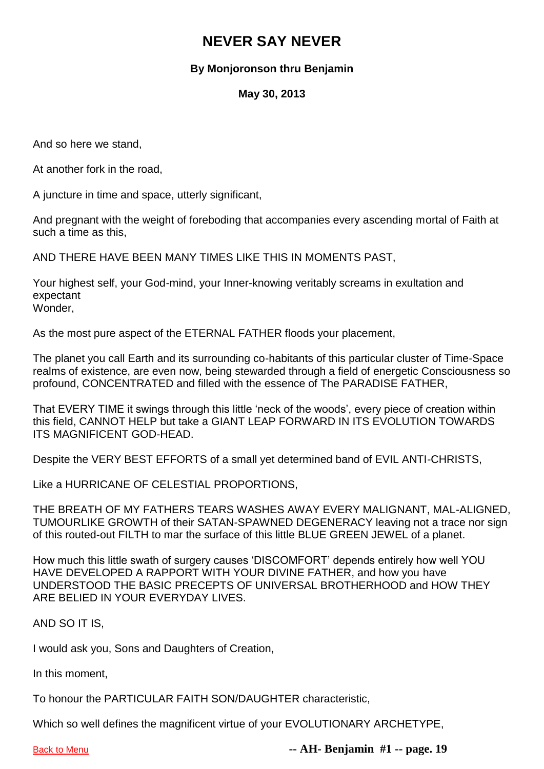# NEVER SAY NEVER

**By Monjoronson thru Benjamin**

**May 30, 2013**

And so here we stand,

At another fork in the road,

A juncture in time and space, utterly significant,

And pregnant with the weight of foreboding that accompanies every ascending mortal of Faith at such a time as this,

AND THERE HAVE BEEN MANY TIMES LIKE THIS IN MOMENTS PAST,

Your highest self, your God-mind, your Inner-knowing veritably screams in exultation and expectant
Wonder,

As the most pure aspect of the ETERNAL FATHER floods your placement,

The planet you call Earth and its surrounding co-habitants of this particular cluster of Time-Space realms of existence, are even now, being stewarded through a field of energetic Consciousness so profound, CONCENTRATED and filled with the essence of The PARADISE FATHER,

That EVERY TIME it swings through this little 'neck of the woods', every piece of creation within this field, CANNOT HELP but take a GIANT LEAP FORWARD IN ITS EVOLUTION TOWARDS ITS MAGNIFICENT GOD-HEAD.

Despite the VERY BEST EFFORTS of a small yet determined band of EVIL ANTI-CHRISTS,

Like a HURRICANE OF CELESTIAL PROPORTIONS,

THE BREATH OF MY FATHERS TEARS WASHES AWAY EVERY MALIGNANT, MAL-ALIGNED, TUMOURLIKE GROWTH of their SATAN-SPAWNED DEGENERACY leaving not a trace nor sign of this routed-out FILTH to mar the surface of this little BLUE GREEN JEWEL of a planet.

How much this little swath of surgery causes 'DISCOMFORT' depends entirely how well YOU HAVE DEVELOPED A RAPPORT WITH YOUR DIVINE FATHER, and how you have UNDERSTOOD THE BASIC PRECEPTS OF UNIVERSAL BROTHERHOOD and HOW THEY ARE BELIED IN YOUR EVERYDAY LIVES.

AND SO IT IS,

I would ask you, Sons and Daughters of Creation,

In this moment,

To honour the PARTICULAR FAITH SON/DAUGHTER characteristic,

Which so well defines the magnificent virtue of your EVOLUTIONARY ARCHETYPE,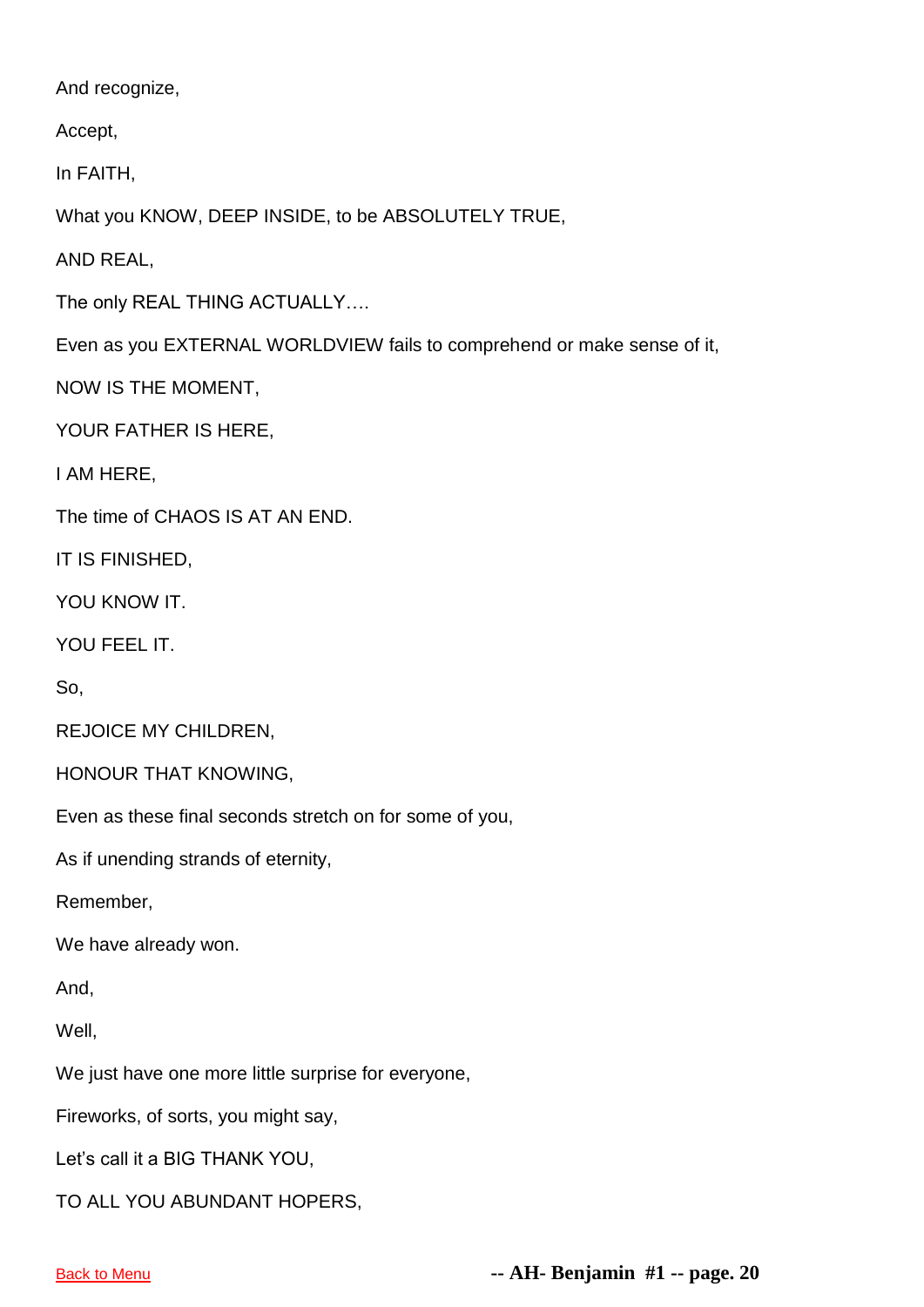And recognize,

Accept,

In FAITH,

What you KNOW, DEEP INSIDE, to be ABSOLUTELY TRUE,

AND REAL,

The only REAL THING ACTUALLY….

Even as you EXTERNAL WORLDVIEW fails to comprehend or make sense of it,

NOW IS THE MOMENT,

YOUR FATHER IS HERE,

I AM HERE,

The time of CHAOS IS AT AN END.

IT IS FINISHED,

YOU KNOW IT.

YOU FEEL IT.

So,

REJOICE MY CHILDREN,

HONOUR THAT KNOWING,

Even as these final seconds stretch on for some of you,

As if unending strands of eternity,

Remember,

We have already won.

And,

Well,

We just have one more little surprise for everyone,

Fireworks, of sorts, you might say,

Let's call it a BIG THANK YOU,

TO ALL YOU ABUNDANT HOPERS,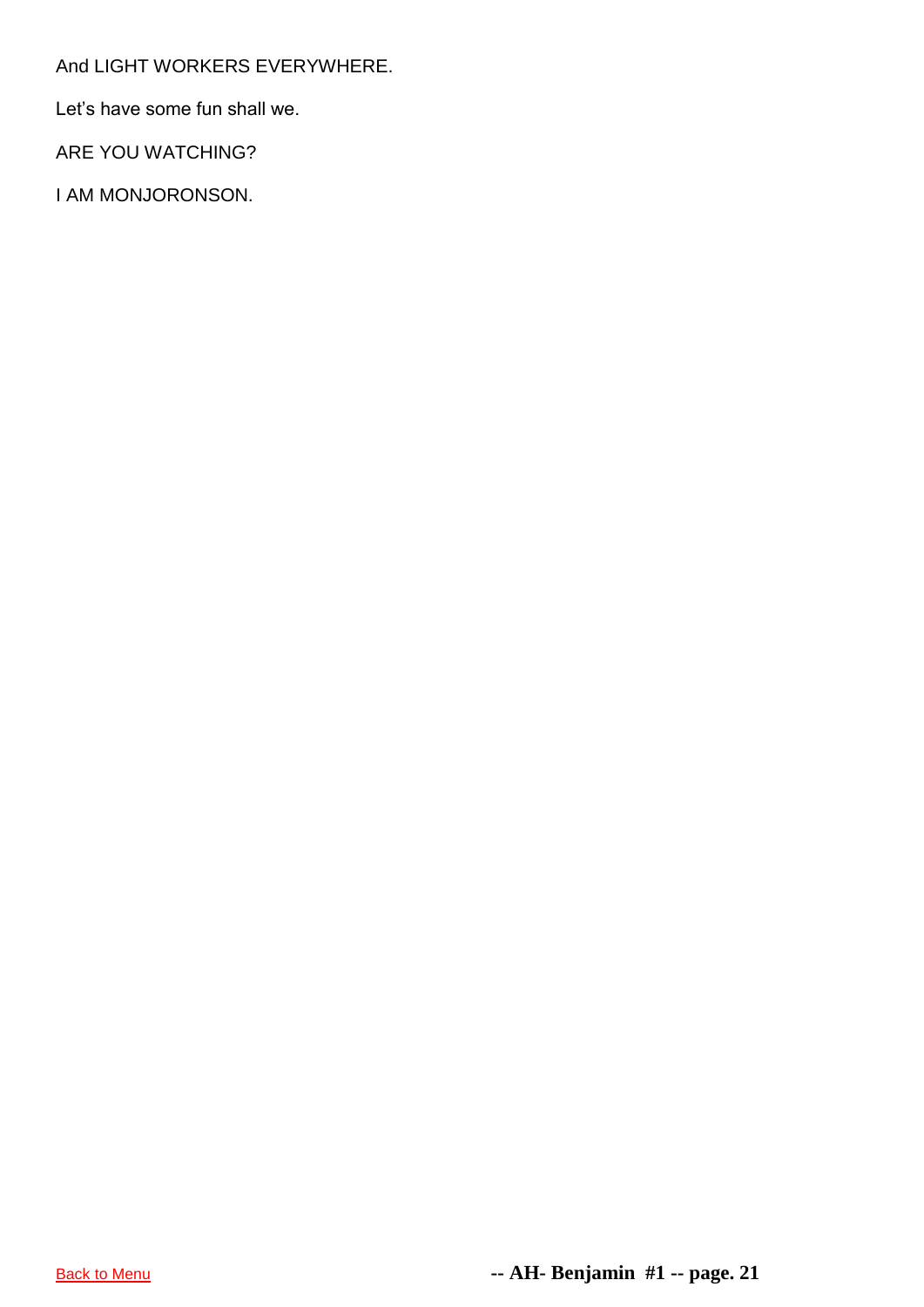And LIGHT WORKERS EVERYWHERE.

Let's have some fun shall we.

ARE YOU WATCHING?

I AM MONJORONSON.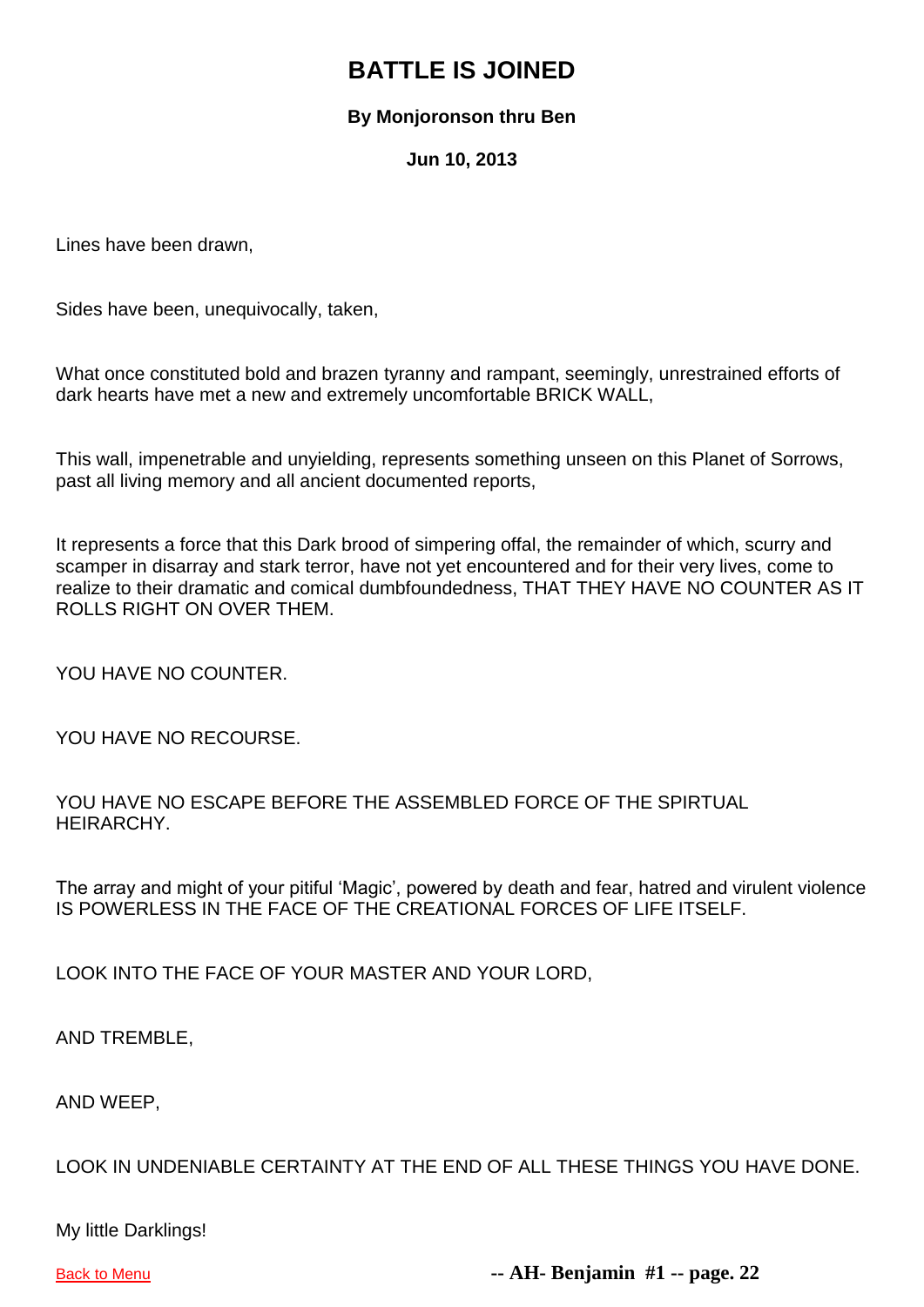# BATTLE IS JOINED

**By Monjoronson thru Ben**

**Jun 10, 2013**

Lines have been drawn,

Sides have been, unequivocally, taken,

What once constituted bold and brazen tyranny and rampant, seemingly, unrestrained efforts of dark hearts have met a new and extremely uncomfortable BRICK WALL,

This wall, impenetrable and unyielding, represents something unseen on this Planet of Sorrows, past all living memory and all ancient documented reports,

It represents a force that this Dark brood of simpering offal, the remainder of which, scurry and scamper in disarray and stark terror, have not yet encountered and for their very lives, come to realize to their dramatic and comical dumbfoundedness, THAT THEY HAVE NO COUNTER AS IT ROLLS RIGHT ON OVER THEM.

YOU HAVE NO COUNTER.

YOU HAVE NO RECOURSE.

YOU HAVE NO ESCAPE BEFORE THE ASSEMBLED FORCE OF THE SPIRTUAL HEIRARCHY.

The array and might of your pitiful 'Magic', powered by death and fear, hatred and virulent violence IS POWERLESS IN THE FACE OF THE CREATIONAL FORCES OF LIFE ITSELF.

LOOK INTO THE FACE OF YOUR MASTER AND YOUR LORD,

AND TREMBLE,

AND WEEP,

LOOK IN UNDENIABLE CERTAINTY AT THE END OF ALL THESE THINGS YOU HAVE DONE.

My little Darklings!

Back to Menu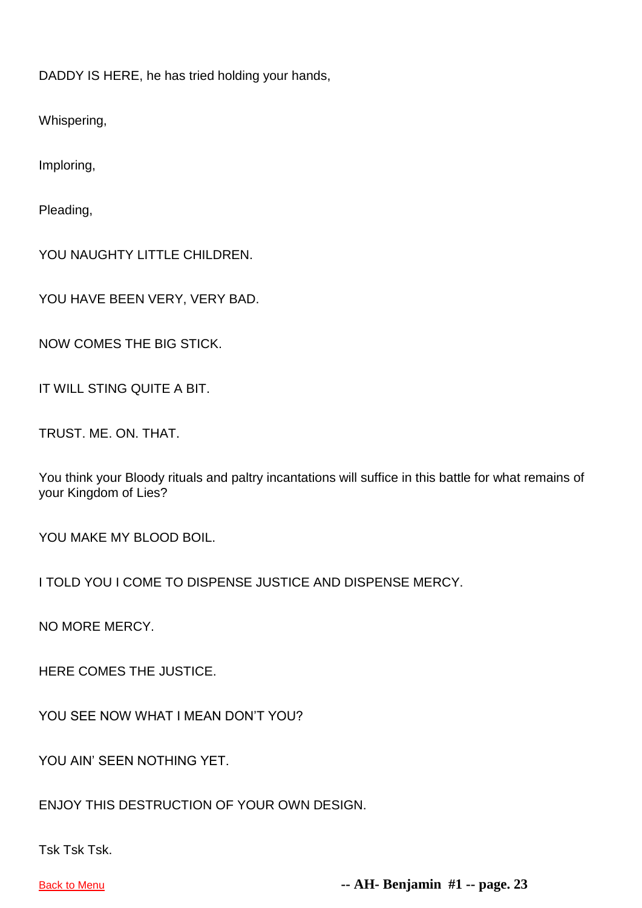DADDY IS HERE, he has tried holding your hands,

Whispering,

Imploring,

Pleading,

YOU NAUGHTY LITTLE CHILDREN.

YOU HAVE BEEN VERY, VERY BAD.

NOW COMES THE BIG STICK.

IT WILL STING QUITE A BIT.

TRUST. ME. ON. THAT.

You think your Bloody rituals and paltry incantations will suffice in this battle for what remains of your Kingdom of Lies?

YOU MAKE MY BLOOD BOIL.

I TOLD YOU I COME TO DISPENSE JUSTICE AND DISPENSE MERCY.

NO MORE MERCY.

HERE COMES THE JUSTICE.

YOU SEE NOW WHAT I MEAN DON'T YOU?

YOU AIN' SEEN NOTHING YET.

ENJOY THIS DESTRUCTION OF YOUR OWN DESIGN.

Tsk Tsk Tsk.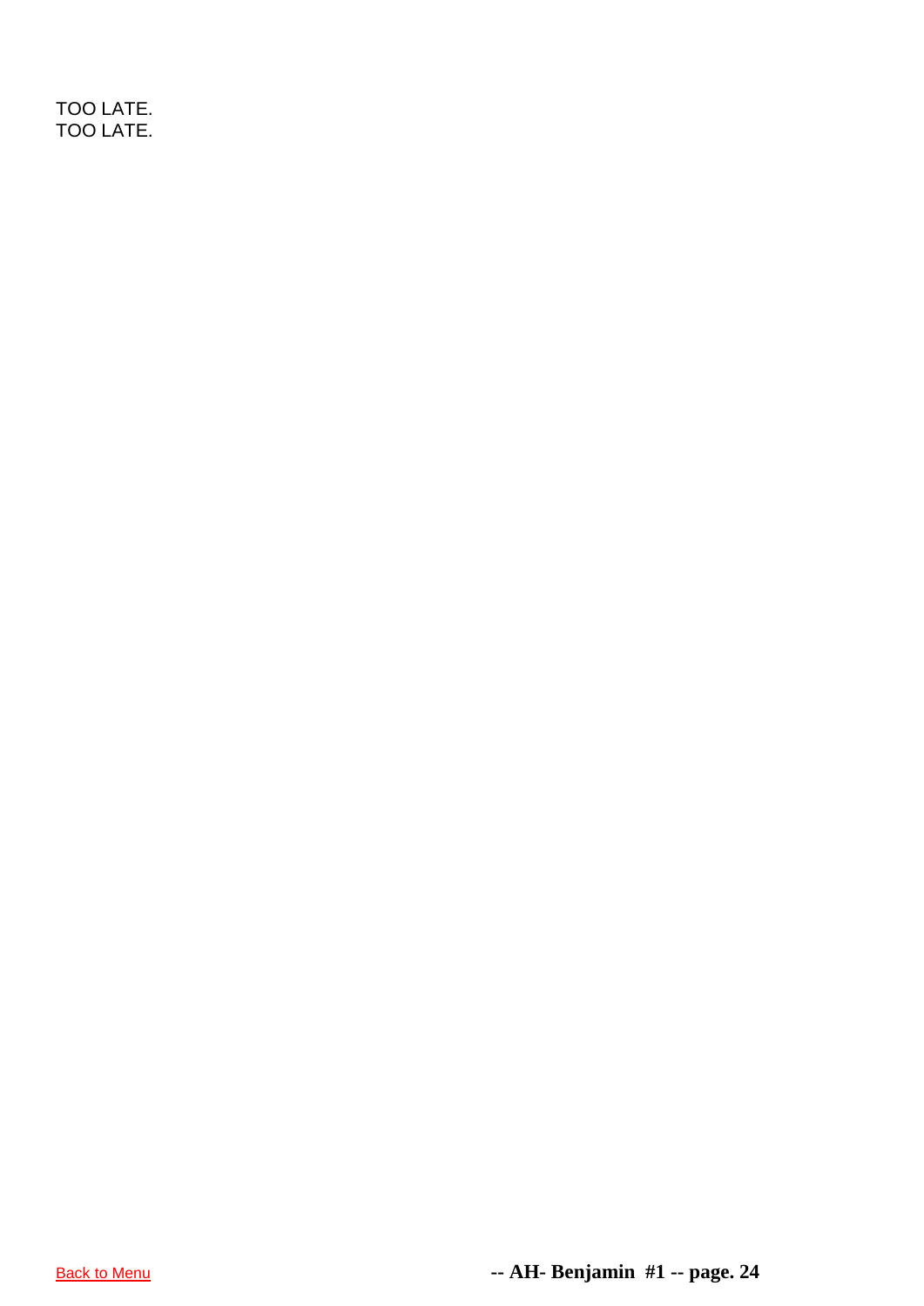TOO LATE.
TOO LATE.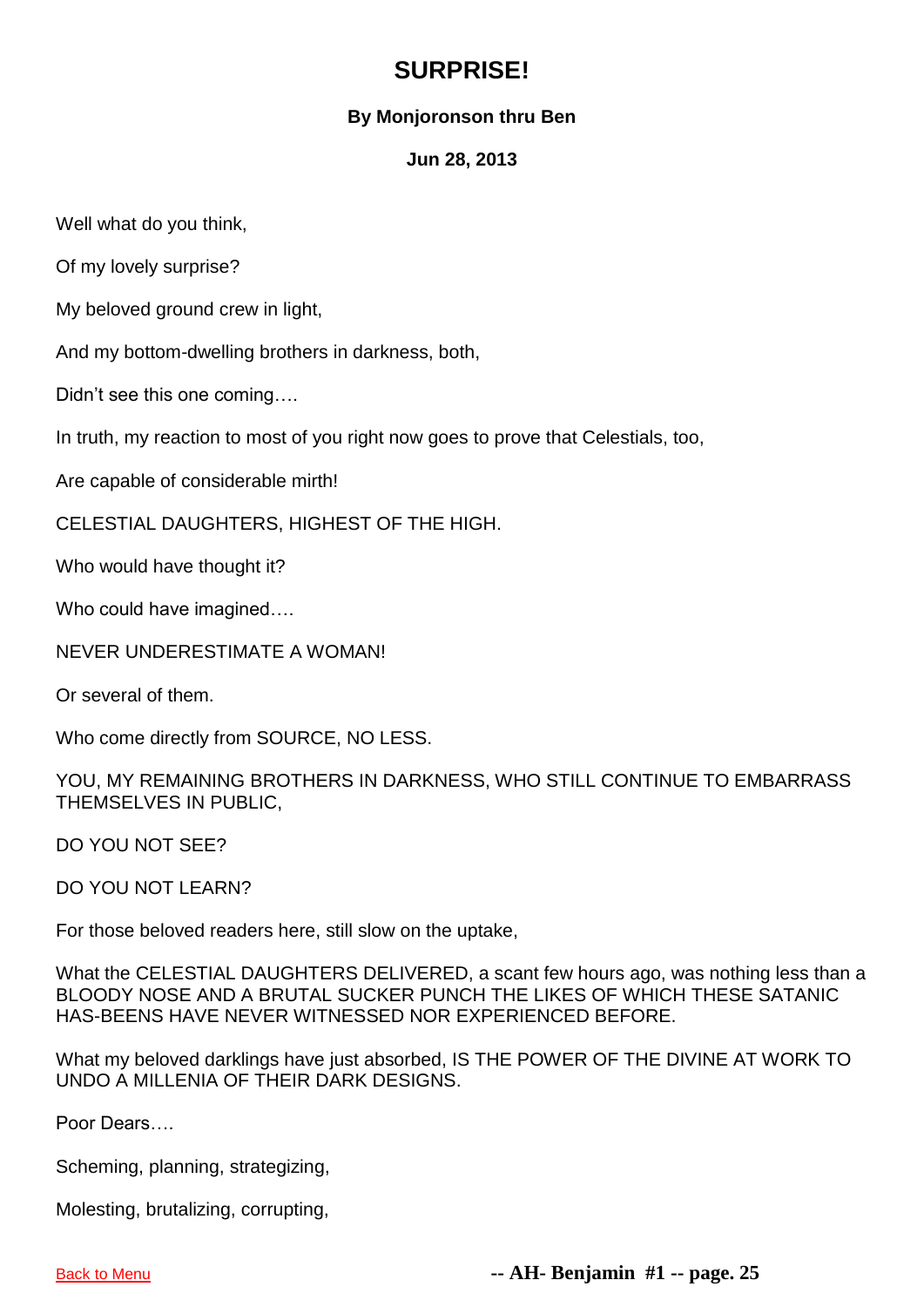# SURPRISE!

**By Monjoronson thru Ben**

**Jun 28, 2013**

Well what do you think,

Of my lovely surprise?

My beloved ground crew in light,

And my bottom-dwelling brothers in darkness, both,

Didn't see this one coming….

In truth, my reaction to most of you right now goes to prove that Celestials, too,

Are capable of considerable mirth!

CELESTIAL DAUGHTERS, HIGHEST OF THE HIGH.

Who would have thought it?

Who could have imagined….

NEVER UNDERESTIMATE A WOMAN!

Or several of them.

Who come directly from SOURCE, NO LESS.

YOU, MY REMAINING BROTHERS IN DARKNESS, WHO STILL CONTINUE TO EMBARRASS THEMSELVES IN PUBLIC,

DO YOU NOT SEE?

DO YOU NOT LEARN?

For those beloved readers here, still slow on the uptake,

What the CELESTIAL DAUGHTERS DELIVERED, a scant few hours ago, was nothing less than a BLOODY NOSE AND A BRUTAL SUCKER PUNCH THE LIKES OF WHICH THESE SATANIC HAS-BEENS HAVE NEVER WITNESSED NOR EXPERIENCED BEFORE.

What my beloved darklings have just absorbed, IS THE POWER OF THE DIVINE AT WORK TO UNDO A MILLENIA OF THEIR DARK DESIGNS.

Poor Dears….

Scheming, planning, strategizing,

Molesting, brutalizing, corrupting,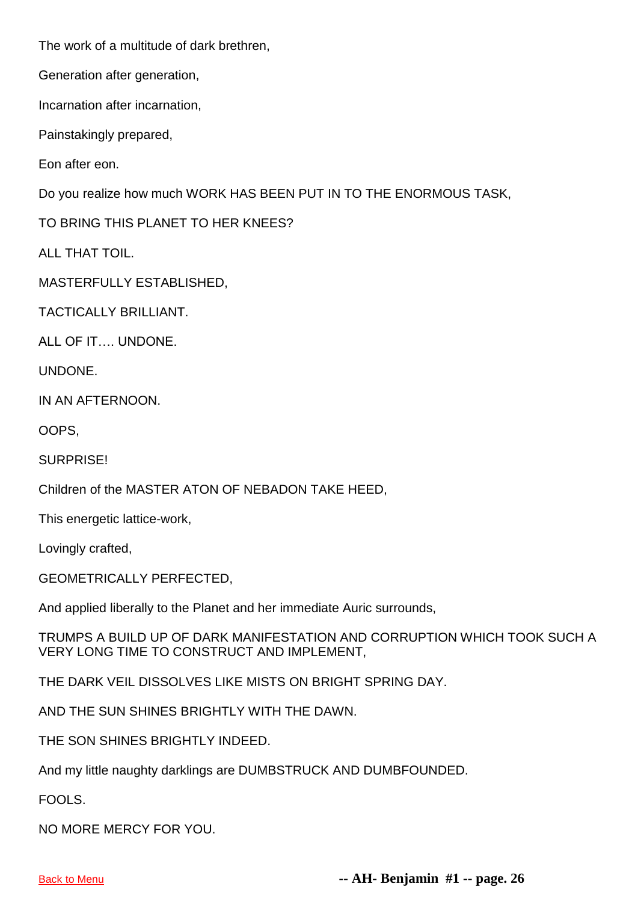The work of a multitude of dark brethren,

Generation after generation,

Incarnation after incarnation,

Painstakingly prepared,

Eon after eon.

Do you realize how much WORK HAS BEEN PUT IN TO THE ENORMOUS TASK,

TO BRING THIS PLANET TO HER KNEES?

ALL THAT TOIL.

MASTERFULLY ESTABLISHED,

TACTICALLY BRILLIANT.

ALL OF IT…. UNDONE.

UNDONE.

IN AN AFTERNOON.

OOPS,

SURPRISE!

Children of the MASTER ATON OF NEBADON TAKE HEED,

This energetic lattice-work,

Lovingly crafted,

GEOMETRICALLY PERFECTED,

And applied liberally to the Planet and her immediate Auric surrounds,

TRUMPS A BUILD UP OF DARK MANIFESTATION AND CORRUPTION WHICH TOOK SUCH A VERY LONG TIME TO CONSTRUCT AND IMPLEMENT,

THE DARK VEIL DISSOLVES LIKE MISTS ON BRIGHT SPRING DAY.

AND THE SUN SHINES BRIGHTLY WITH THE DAWN.

THE SON SHINES BRIGHTLY INDEED.

And my little naughty darklings are DUMBSTRUCK AND DUMBFOUNDED.

FOOLS.

NO MORE MERCY FOR YOU.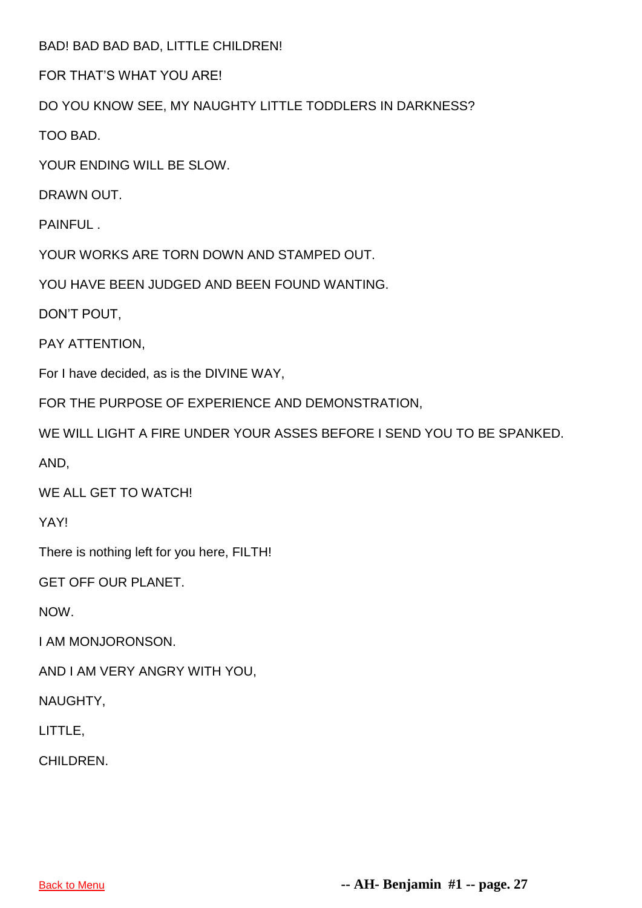BAD! BAD BAD BAD, LITTLE CHILDREN!

FOR THAT'S WHAT YOU ARE!

DO YOU KNOW SEE, MY NAUGHTY LITTLE TODDLERS IN DARKNESS?

TOO BAD.

YOUR ENDING WILL BE SLOW.

DRAWN OUT.

PAINFUL .

YOUR WORKS ARE TORN DOWN AND STAMPED OUT.

YOU HAVE BEEN JUDGED AND BEEN FOUND WANTING.

DON'T POUT,

PAY ATTENTION,

For I have decided, as is the DIVINE WAY,

FOR THE PURPOSE OF EXPERIENCE AND DEMONSTRATION,

WE WILL LIGHT A FIRE UNDER YOUR ASSES BEFORE I SEND YOU TO BE SPANKED.

AND,

WE ALL GET TO WATCH!

YAY!

There is nothing left for you here, FILTH!

GET OFF OUR PLANET.

NOW.

I AM MONJORONSON.

AND I AM VERY ANGRY WITH YOU,

NAUGHTY,

LITTLE,

CHILDREN.

Back to Menu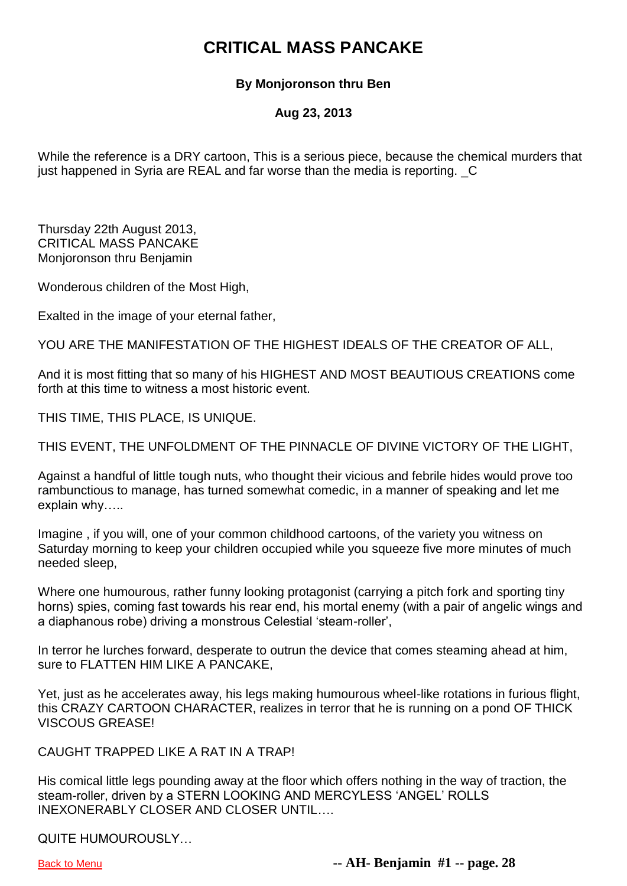# CRITICAL MASS PANCAKE

**By Monjoronson thru Ben**

**Aug 23, 2013**

While the reference is a DRY cartoon, This is a serious piece, because the chemical murders that just happened in Syria are REAL and far worse than the media is reporting. _C

Thursday 22th August 2013,
CRITICAL MASS PANCAKE
Monjoronson thru Benjamin

Wonderous children of the Most High,

Exalted in the image of your eternal father,

YOU ARE THE MANIFESTATION OF THE HIGHEST IDEALS OF THE CREATOR OF ALL,

And it is most fitting that so many of his HIGHEST AND MOST BEAUTIOUS CREATIONS come forth at this time to witness a most historic event.

THIS TIME, THIS PLACE, IS UNIQUE.

THIS EVENT, THE UNFOLDMENT OF THE PINNACLE OF DIVINE VICTORY OF THE LIGHT,

Against a handful of little tough nuts, who thought their vicious and febrile hides would prove too rambunctious to manage, has turned somewhat comedic, in a manner of speaking and let me explain why…..

Imagine , if you will, one of your common childhood cartoons, of the variety you witness on Saturday morning to keep your children occupied while you squeeze five more minutes of much needed sleep,

Where one humourous, rather funny looking protagonist (carrying a pitch fork and sporting tiny horns) spies, coming fast towards his rear end, his mortal enemy (with a pair of angelic wings and a diaphanous robe) driving a monstrous Celestial 'steam-roller',

In terror he lurches forward, desperate to outrun the device that comes steaming ahead at him, sure to FLATTEN HIM LIKE A PANCAKE,

Yet, just as he accelerates away, his legs making humourous wheel-like rotations in furious flight, this CRAZY CARTOON CHARACTER, realizes in terror that he is running on a pond OF THICK VISCOUS GREASE!

CAUGHT TRAPPED LIKE A RAT IN A TRAP!

His comical little legs pounding away at the floor which offers nothing in the way of traction, the steam-roller, driven by a STERN LOOKING AND MERCYLESS 'ANGEL' ROLLS INEXONERABLY CLOSER AND CLOSER UNTIL….

QUITE HUMOUROUSLY…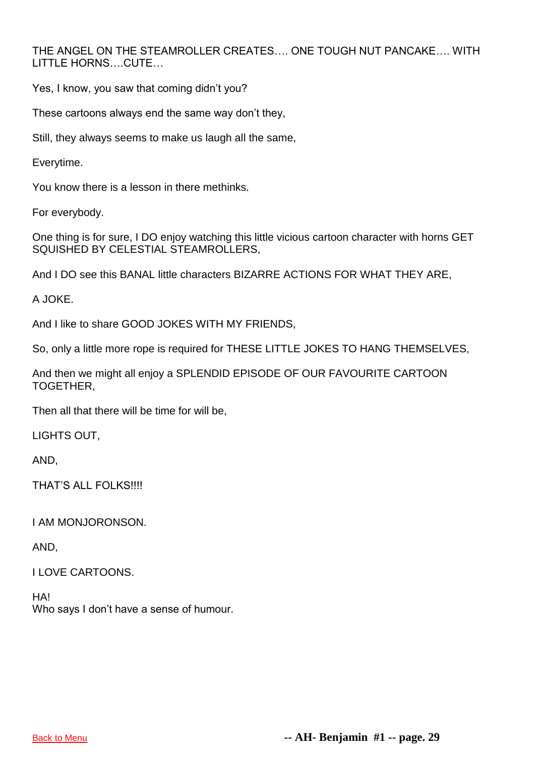THE ANGEL ON THE STEAMROLLER CREATES…. ONE TOUGH NUT PANCAKE…. WITH LITTLE HORNS….CUTE…

Yes, I know, you saw that coming didn't you?

These cartoons always end the same way don't they,

Still, they always seems to make us laugh all the same,

Everytime.

You know there is a lesson in there methinks.

For everybody.

One thing is for sure, I DO enjoy watching this little vicious cartoon character with horns GET SQUISHED BY CELESTIAL STEAMROLLERS,

And I DO see this BANAL little characters BIZARRE ACTIONS FOR WHAT THEY ARE,

A JOKE.

And I like to share GOOD JOKES WITH MY FRIENDS,

So, only a little more rope is required for THESE LITTLE JOKES TO HANG THEMSELVES,

And then we might all enjoy a SPLENDID EPISODE OF OUR FAVOURITE CARTOON TOGETHER,

Then all that there will be time for will be,

LIGHTS OUT,

AND,

THAT'S ALL FOLKS!!!!

I AM MONJORONSON.

AND,

I LOVE CARTOONS.

HA!
Who says I don't have a sense of humour.

Back to Menu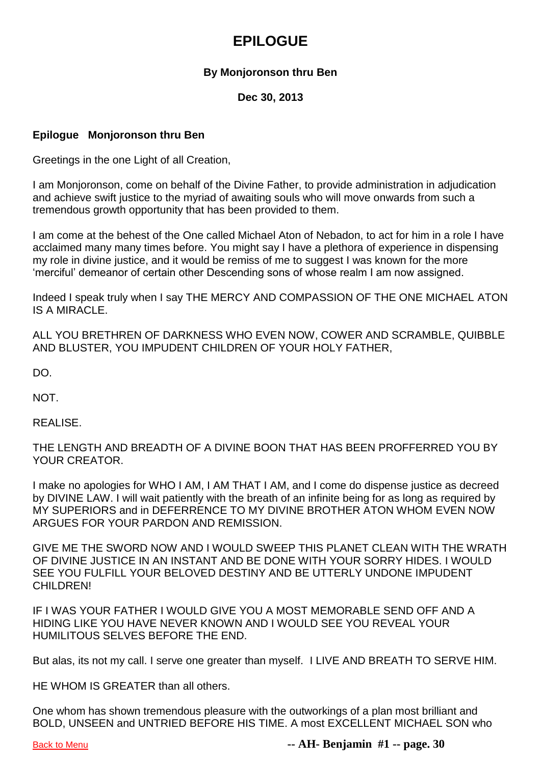# EPILOGUE

**By Monjoronson thru Ben**

**Dec 30, 2013**

**Epilogue   Monjoronson thru Ben**

Greetings in the one Light of all Creation,

I am Monjoronson, come on behalf of the Divine Father, to provide administration in adjudication and achieve swift justice to the myriad of awaiting souls who will move onwards from such a tremendous growth opportunity that has been provided to them.

I am come at the behest of the One called Michael Aton of Nebadon, to act for him in a role I have acclaimed many many times before. You might say I have a plethora of experience in dispensing my role in divine justice, and it would be remiss of me to suggest I was known for the more 'merciful' demeanor of certain other Descending sons of whose realm I am now assigned.

Indeed I speak truly when I say THE MERCY AND COMPASSION OF THE ONE MICHAEL ATON IS A MIRACLE.

ALL YOU BRETHREN OF DARKNESS WHO EVEN NOW, COWER AND SCRAMBLE, QUIBBLE AND BLUSTER, YOU IMPUDENT CHILDREN OF YOUR HOLY FATHER,

DO.

NOT.

REALISE.

THE LENGTH AND BREADTH OF A DIVINE BOON THAT HAS BEEN PROFFERRED YOU BY YOUR CREATOR.

I make no apologies for WHO I AM, I AM THAT I AM, and I come do dispense justice as decreed by DIVINE LAW. I will wait patiently with the breath of an infinite being for as long as required by MY SUPERIORS and in DEFERRENCE TO MY DIVINE BROTHER ATON WHOM EVEN NOW ARGUES FOR YOUR PARDON AND REMISSION.

GIVE ME THE SWORD NOW AND I WOULD SWEEP THIS PLANET CLEAN WITH THE WRATH OF DIVINE JUSTICE IN AN INSTANT AND BE DONE WITH YOUR SORRY HIDES. I WOULD SEE YOU FULFILL YOUR BELOVED DESTINY AND BE UTTERLY UNDONE IMPUDENT CHILDREN!

IF I WAS YOUR FATHER I WOULD GIVE YOU A MOST MEMORABLE SEND OFF AND A HIDING LIKE YOU HAVE NEVER KNOWN AND I WOULD SEE YOU REVEAL YOUR HUMILITOUS SELVES BEFORE THE END.

But alas, its not my call. I serve one greater than myself. I LIVE AND BREATH TO SERVE HIM.

HE WHOM IS GREATER than all others.

One whom has shown tremendous pleasure with the outworkings of a plan most brilliant and BOLD, UNSEEN and UNTRIED BEFORE HIS TIME. A most EXCELLENT MICHAEL SON who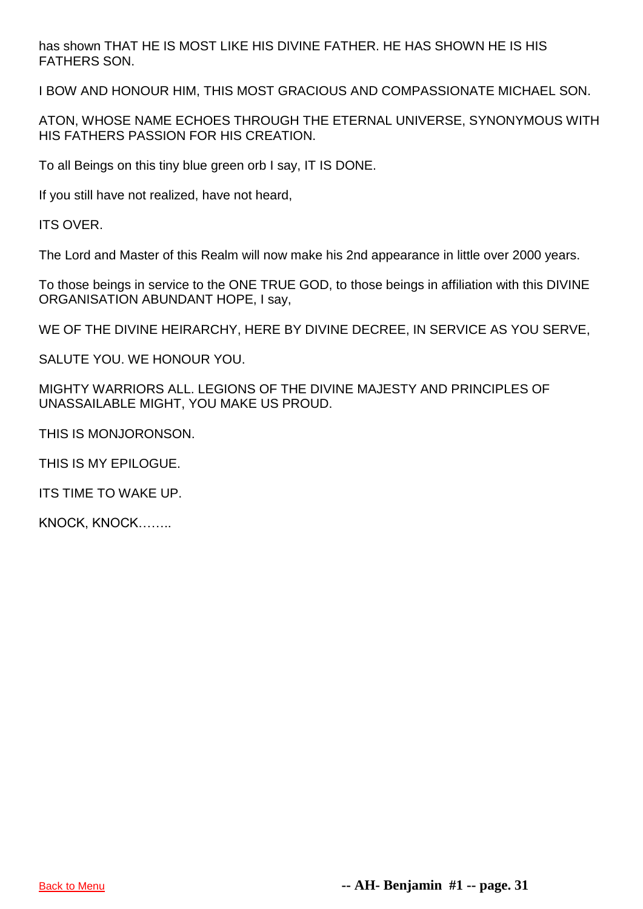has shown THAT HE IS MOST LIKE HIS DIVINE FATHER. HE HAS SHOWN HE IS HIS FATHERS SON.

I BOW AND HONOUR HIM, THIS MOST GRACIOUS AND COMPASSIONATE MICHAEL SON.

ATON, WHOSE NAME ECHOES THROUGH THE ETERNAL UNIVERSE, SYNONYMOUS WITH HIS FATHERS PASSION FOR HIS CREATION.

To all Beings on this tiny blue green orb I say, IT IS DONE.

If you still have not realized, have not heard,

ITS OVER.

The Lord and Master of this Realm will now make his 2nd appearance in little over 2000 years.

To those beings in service to the ONE TRUE GOD, to those beings in affiliation with this DIVINE ORGANISATION ABUNDANT HOPE, I say,

WE OF THE DIVINE HEIRARCHY, HERE BY DIVINE DECREE, IN SERVICE AS YOU SERVE,

SALUTE YOU. WE HONOUR YOU.

MIGHTY WARRIORS ALL. LEGIONS OF THE DIVINE MAJESTY AND PRINCIPLES OF UNASSAILABLE MIGHT, YOU MAKE US PROUD.

THIS IS MONJORONSON.

THIS IS MY EPILOGUE.

ITS TIME TO WAKE UP.

KNOCK, KNOCK……..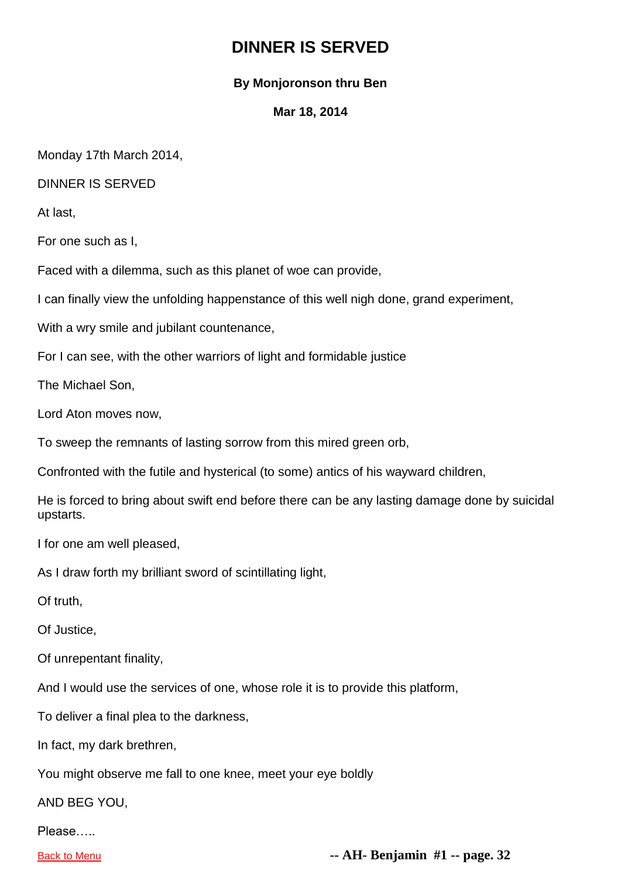# DINNER IS SERVED

**By Monjoronson thru Ben**

**Mar 18, 2014**

Monday 17th March 2014,

DINNER IS SERVED

At last,

For one such as I,

Faced with a dilemma, such as this planet of woe can provide,

I can finally view the unfolding happenstance of this well nigh done, grand experiment,

With a wry smile and jubilant countenance,

For I can see, with the other warriors of light and formidable justice

The Michael Son,

Lord Aton moves now,

To sweep the remnants of lasting sorrow from this mired green orb,

Confronted with the futile and hysterical (to some) antics of his wayward children,

He is forced to bring about swift end before there can be any lasting damage done by suicidal upstarts.

I for one am well pleased,

As I draw forth my brilliant sword of scintillating light,

Of truth,

Of Justice,

Of unrepentant finality,

And I would use the services of one, whose role it is to provide this platform,

To deliver a final plea to the darkness,

In fact, my dark brethren,

You might observe me fall to one knee, meet your eye boldly

AND BEG YOU,

Please…..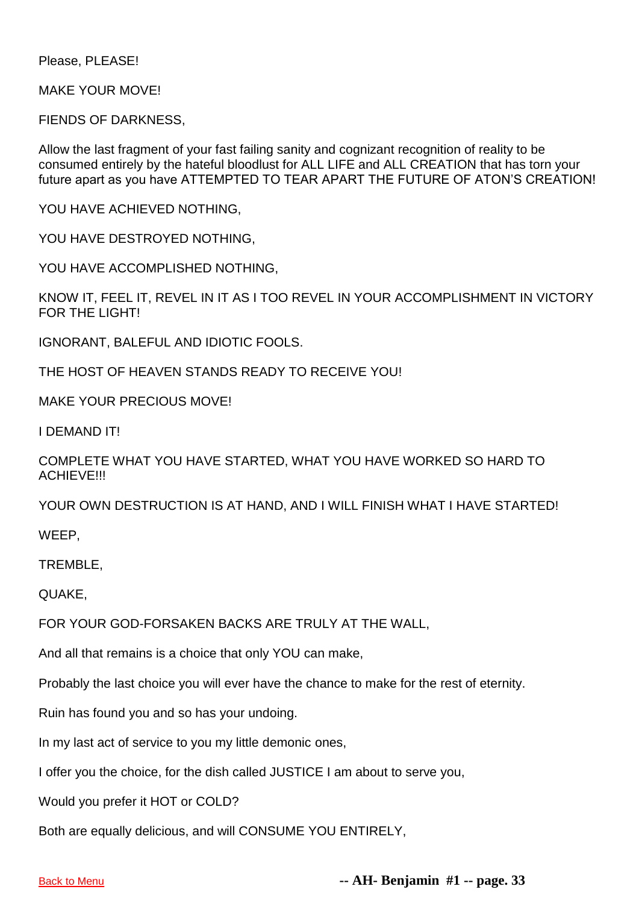Please, PLEASE!

MAKE YOUR MOVE!

FIENDS OF DARKNESS,

Allow the last fragment of your fast failing sanity and cognizant recognition of reality to be consumed entirely by the hateful bloodlust for ALL LIFE and ALL CREATION that has torn your future apart as you have ATTEMPTED TO TEAR APART THE FUTURE OF ATON'S CREATION!

YOU HAVE ACHIEVED NOTHING,

YOU HAVE DESTROYED NOTHING,

YOU HAVE ACCOMPLISHED NOTHING,

KNOW IT, FEEL IT, REVEL IN IT AS I TOO REVEL IN YOUR ACCOMPLISHMENT IN VICTORY FOR THE LIGHT!

IGNORANT, BALEFUL AND IDIOTIC FOOLS.

THE HOST OF HEAVEN STANDS READY TO RECEIVE YOU!

MAKE YOUR PRECIOUS MOVE!

I DEMAND IT!

COMPLETE WHAT YOU HAVE STARTED, WHAT YOU HAVE WORKED SO HARD TO ACHIEVE!!!

YOUR OWN DESTRUCTION IS AT HAND, AND I WILL FINISH WHAT I HAVE STARTED!

WEEP,

TREMBLE,

QUAKE,

FOR YOUR GOD-FORSAKEN BACKS ARE TRULY AT THE WALL,

And all that remains is a choice that only YOU can make,

Probably the last choice you will ever have the chance to make for the rest of eternity.

Ruin has found you and so has your undoing.

In my last act of service to you my little demonic ones,

I offer you the choice, for the dish called JUSTICE I am about to serve you,

Would you prefer it HOT or COLD?

Both are equally delicious, and will CONSUME YOU ENTIRELY,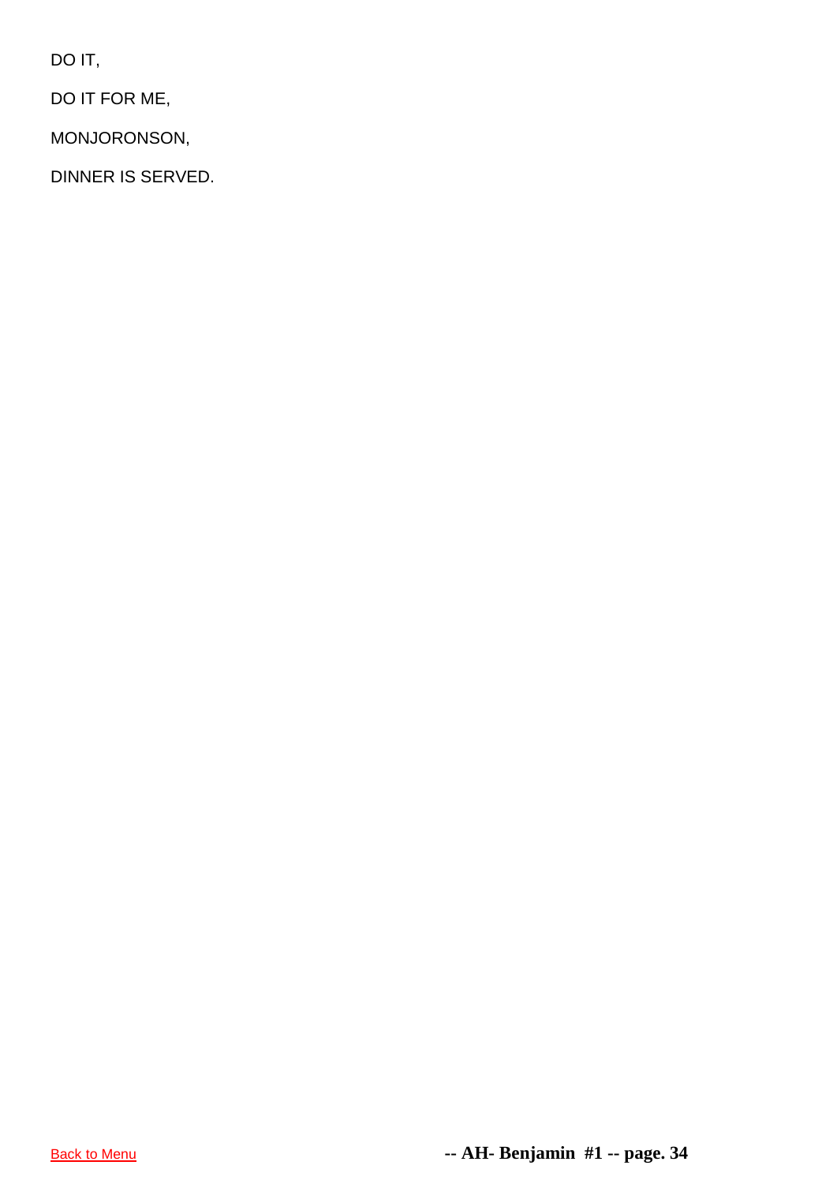DO IT,

DO IT FOR ME,

MONJORONSON,

DINNER IS SERVED.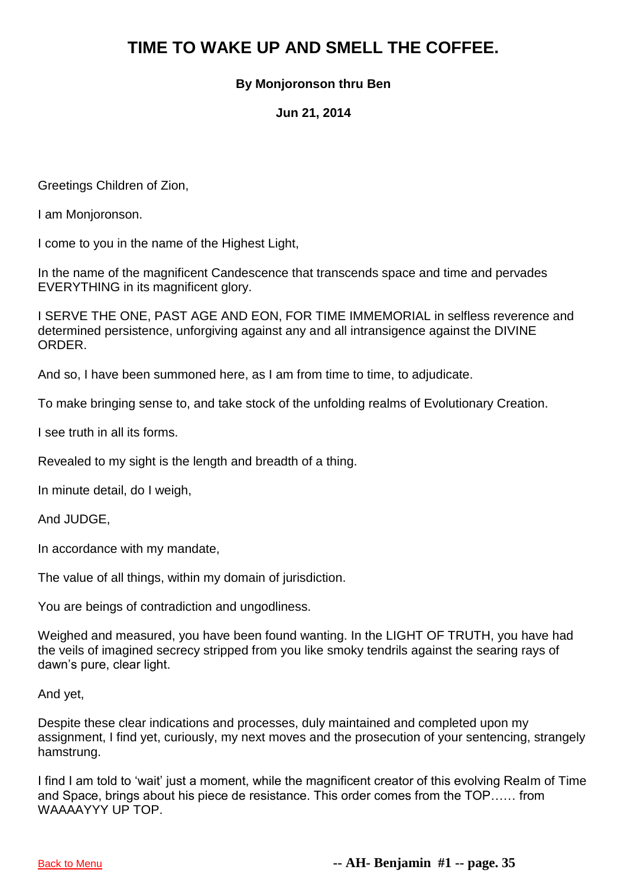# TIME TO WAKE UP AND SMELL THE COFFEE.

**By Monjoronson thru Ben**

**Jun 21, 2014**

Greetings Children of Zion,

I am Monjoronson.

I come to you in the name of the Highest Light,

In the name of the magnificent Candescence that transcends space and time and pervades EVERYTHING in its magnificent glory.

I SERVE THE ONE, PAST AGE AND EON, FOR TIME IMMEMORIAL in selfless reverence and determined persistence, unforgiving against any and all intransigence against the DIVINE ORDER.

And so, I have been summoned here, as I am from time to time, to adjudicate.

To make bringing sense to, and take stock of the unfolding realms of Evolutionary Creation.

I see truth in all its forms.

Revealed to my sight is the length and breadth of a thing.

In minute detail, do I weigh,

And JUDGE,

In accordance with my mandate,

The value of all things, within my domain of jurisdiction.

You are beings of contradiction and ungodliness.

Weighed and measured, you have been found wanting. In the LIGHT OF TRUTH, you have had the veils of imagined secrecy stripped from you like smoky tendrils against the searing rays of dawn's pure, clear light.

And yet,

Despite these clear indications and processes, duly maintained and completed upon my assignment, I find yet, curiously, my next moves and the prosecution of your sentencing, strangely hamstrung.

I find I am told to 'wait' just a moment, while the magnificent creator of this evolving Realm of Time and Space, brings about his piece de resistance. This order comes from the TOP…… from WAAAAYYY UP TOP.

Back to Menu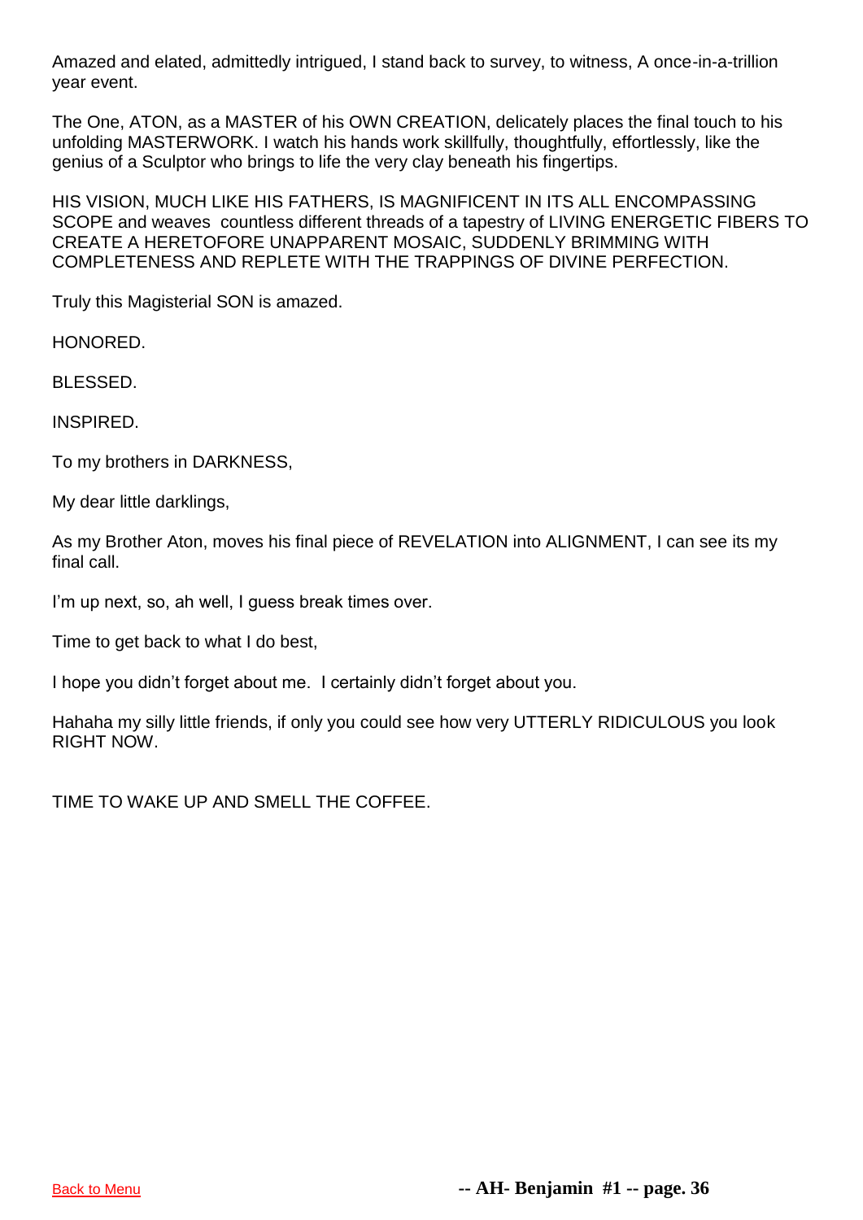Amazed and elated, admittedly intrigued, I stand back to survey, to witness, A once-in-a-trillion year event.

The One, ATON, as a MASTER of his OWN CREATION, delicately places the final touch to his unfolding MASTERWORK. I watch his hands work skillfully, thoughtfully, effortlessly, like the genius of a Sculptor who brings to life the very clay beneath his fingertips.

HIS VISION, MUCH LIKE HIS FATHERS, IS MAGNIFICENT IN ITS ALL ENCOMPASSING SCOPE and weaves countless different threads of a tapestry of LIVING ENERGETIC FIBERS TO CREATE A HERETOFORE UNAPPARENT MOSAIC, SUDDENLY BRIMMING WITH COMPLETENESS AND REPLETE WITH THE TRAPPINGS OF DIVINE PERFECTION.

Truly this Magisterial SON is amazed.

HONORED.

BLESSED.

INSPIRED.

To my brothers in DARKNESS,

My dear little darklings,

As my Brother Aton, moves his final piece of REVELATION into ALIGNMENT, I can see its my final call.

I'm up next, so, ah well, I guess break times over.

Time to get back to what I do best,

I hope you didn't forget about me. I certainly didn't forget about you.

Hahaha my silly little friends, if only you could see how very UTTERLY RIDICULOUS you look RIGHT NOW.

TIME TO WAKE UP AND SMELL THE COFFEE.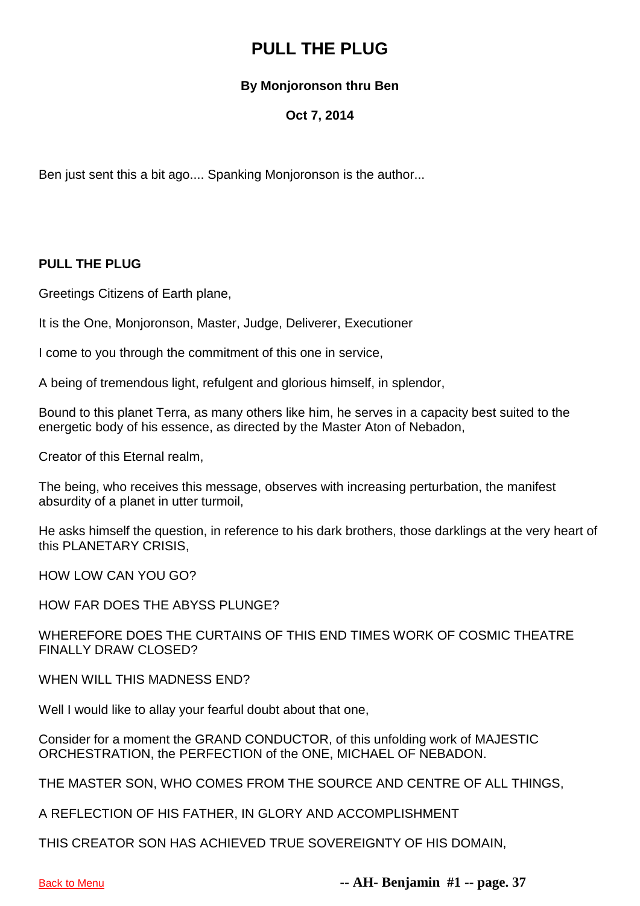# PULL THE PLUG

**By Monjoronson thru Ben**

**Oct 7, 2014**

Ben just sent this a bit ago.... Spanking Monjoronson is the author...

**PULL THE PLUG**

Greetings Citizens of Earth plane,

It is the One, Monjoronson, Master, Judge, Deliverer, Executioner

I come to you through the commitment of this one in service,

A being of tremendous light, refulgent and glorious himself, in splendor,

Bound to this planet Terra, as many others like him, he serves in a capacity best suited to the energetic body of his essence, as directed by the Master Aton of Nebadon,

Creator of this Eternal realm,

The being, who receives this message, observes with increasing perturbation, the manifest absurdity of a planet in utter turmoil,

He asks himself the question, in reference to his dark brothers, those darklings at the very heart of this PLANETARY CRISIS,

HOW LOW CAN YOU GO?

HOW FAR DOES THE ABYSS PLUNGE?

WHEREFORE DOES THE CURTAINS OF THIS END TIMES WORK OF COSMIC THEATRE FINALLY DRAW CLOSED?

WHEN WILL THIS MADNESS END?

Well I would like to allay your fearful doubt about that one,

Consider for a moment the GRAND CONDUCTOR, of this unfolding work of MAJESTIC ORCHESTRATION, the PERFECTION of the ONE, MICHAEL OF NEBADON.

THE MASTER SON, WHO COMES FROM THE SOURCE AND CENTRE OF ALL THINGS,

A REFLECTION OF HIS FATHER, IN GLORY AND ACCOMPLISHMENT

THIS CREATOR SON HAS ACHIEVED TRUE SOVEREIGNTY OF HIS DOMAIN,

[Back to Menu]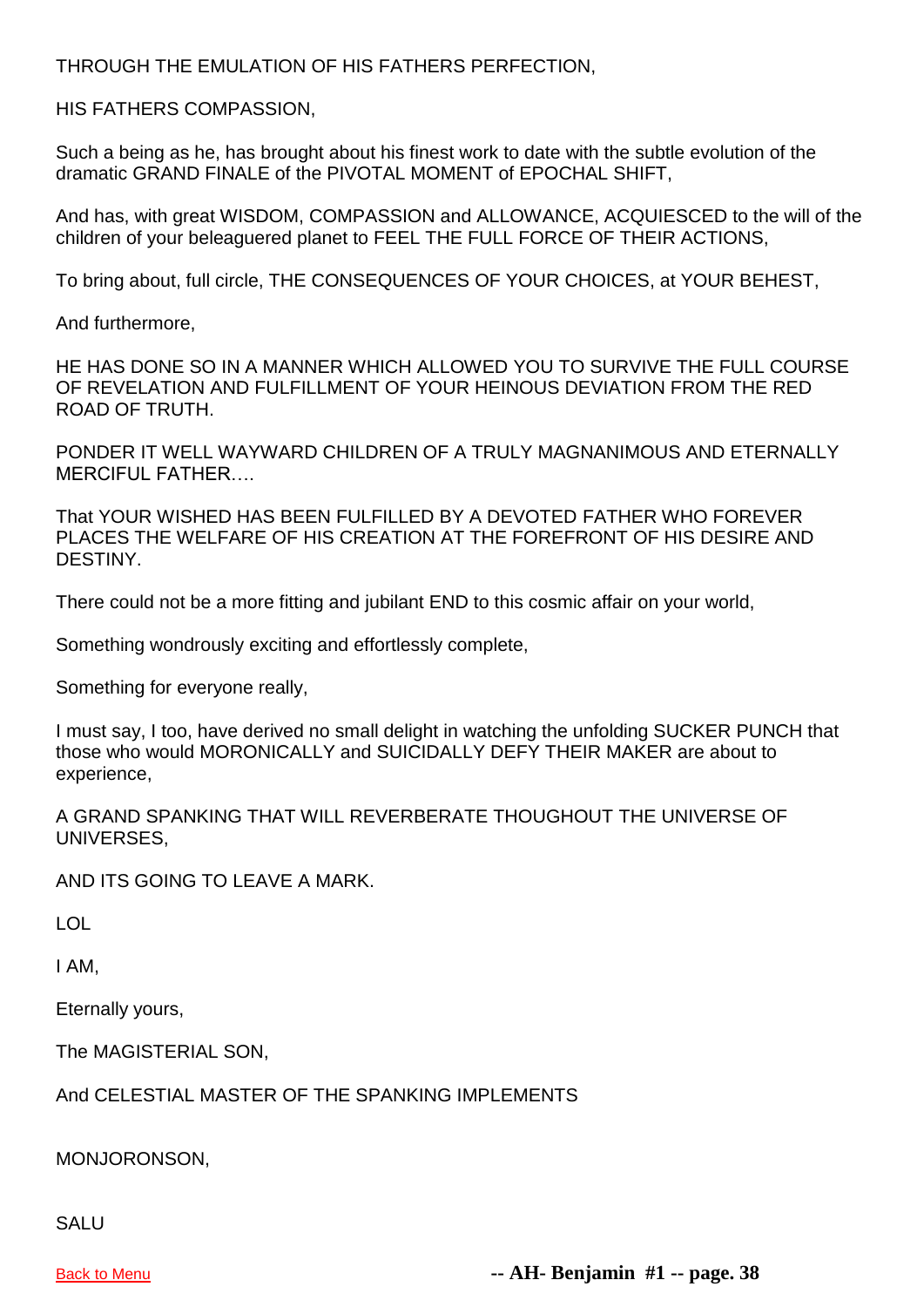THROUGH THE EMULATION OF HIS FATHERS PERFECTION,

HIS FATHERS COMPASSION,

Such a being as he, has brought about his finest work to date with the subtle evolution of the dramatic GRAND FINALE of the PIVOTAL MOMENT of EPOCHAL SHIFT,

And has, with great WISDOM, COMPASSION and ALLOWANCE, ACQUIESCED to the will of the children of your beleaguered planet to FEEL THE FULL FORCE OF THEIR ACTIONS,

To bring about, full circle, THE CONSEQUENCES OF YOUR CHOICES, at YOUR BEHEST,

And furthermore,

HE HAS DONE SO IN A MANNER WHICH ALLOWED YOU TO SURVIVE THE FULL COURSE OF REVELATION AND FULFILLMENT OF YOUR HEINOUS DEVIATION FROM THE RED ROAD OF TRUTH.

PONDER IT WELL WAYWARD CHILDREN OF A TRULY MAGNANIMOUS AND ETERNALLY MERCIFUL FATHER….

That YOUR WISHED HAS BEEN FULFILLED BY A DEVOTED FATHER WHO FOREVER PLACES THE WELFARE OF HIS CREATION AT THE FOREFRONT OF HIS DESIRE AND DESTINY.

There could not be a more fitting and jubilant END to this cosmic affair on your world,

Something wondrously exciting and effortlessly complete,

Something for everyone really,

I must say, I too, have derived no small delight in watching the unfolding SUCKER PUNCH that those who would MORONICALLY and SUICIDALLY DEFY THEIR MAKER are about to experience,

A GRAND SPANKING THAT WILL REVERBERATE THOUGHOUT THE UNIVERSE OF UNIVERSES,

AND ITS GOING TO LEAVE A MARK.

LOL

I AM,

Eternally yours,

The MAGISTERIAL SON,

And CELESTIAL MASTER OF THE SPANKING IMPLEMENTS

MONJORONSON,

SALU

Back to Menu